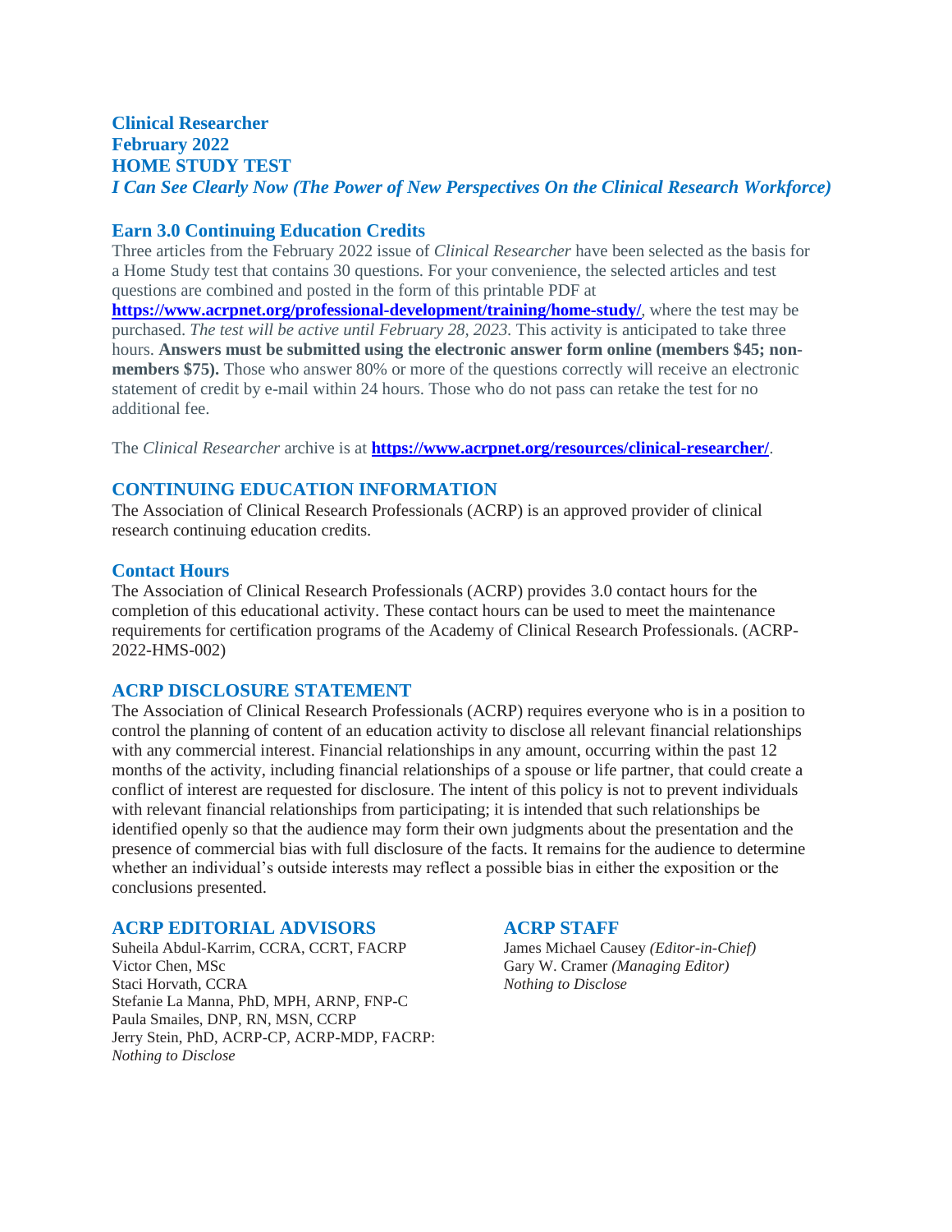**Clinical Researcher**
**February 2022**
**HOME STUDY TEST**
***I Can See Clearly Now (The Power of New Perspectives On the Clinical Research Workforce)***

## Earn 3.0 Continuing Education Credits

Three articles from the February 2022 issue of *Clinical Researcher* have been selected as the basis for a Home Study test that contains 30 questions. For your convenience, the selected articles and test questions are combined and posted in the form of this printable PDF at **https://www.acrpnet.org/professional-development/training/home-study/**, where the test may be purchased. *The test will be active until February 28, 2023.* This activity is anticipated to take three hours. **Answers must be submitted using the electronic answer form online (members $45; non-members $75).** Those who answer 80% or more of the questions correctly will receive an electronic statement of credit by e-mail within 24 hours. Those who do not pass can retake the test for no additional fee.

The *Clinical Researcher* archive is at **https://www.acrpnet.org/resources/clinical-researcher/**.

## CONTINUING EDUCATION INFORMATION

The Association of Clinical Research Professionals (ACRP) is an approved provider of clinical research continuing education credits.

### Contact Hours

The Association of Clinical Research Professionals (ACRP) provides 3.0 contact hours for the completion of this educational activity. These contact hours can be used to meet the maintenance requirements for certification programs of the Academy of Clinical Research Professionals. (ACRP-2022-HMS-002)

## ACRP DISCLOSURE STATEMENT

The Association of Clinical Research Professionals (ACRP) requires everyone who is in a position to control the planning of content of an education activity to disclose all relevant financial relationships with any commercial interest. Financial relationships in any amount, occurring within the past 12 months of the activity, including financial relationships of a spouse or life partner, that could create a conflict of interest are requested for disclosure. The intent of this policy is not to prevent individuals with relevant financial relationships from participating; it is intended that such relationships be identified openly so that the audience may form their own judgments about the presentation and the presence of commercial bias with full disclosure of the facts. It remains for the audience to determine whether an individual's outside interests may reflect a possible bias in either the exposition or the conclusions presented.

## ACRP EDITORIAL ADVISORS

Suheila Abdul-Karrim, CCRA, CCRT, FACRP
Victor Chen, MSc
Staci Horvath, CCRA
Stefanie La Manna, PhD, MPH, ARNP, FNP-C
Paula Smailes, DNP, RN, MSN, CCRP
Jerry Stein, PhD, ACRP-CP, ACRP-MDP, FACRP:
*Nothing to Disclose*

## ACRP STAFF

James Michael Causey *(Editor-in-Chief)*
Gary W. Cramer *(Managing Editor)*
*Nothing to Disclose*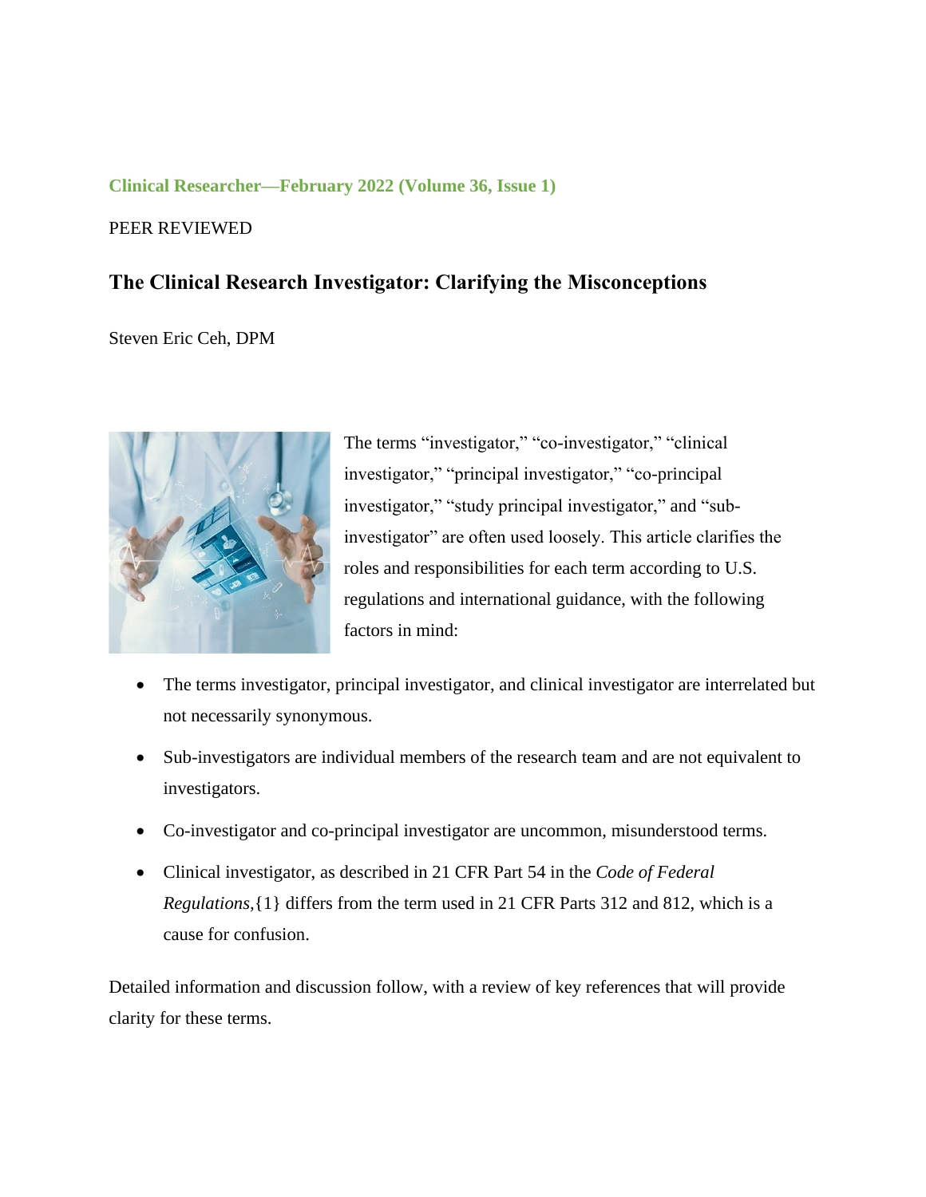**Clinical Researcher—February 2022 (Volume 36, Issue 1)**

PEER REVIEWED

## The Clinical Research Investigator: Clarifying the Misconceptions

Steven Eric Ceh, DPM

The terms "investigator," "co-investigator," "clinical investigator," "principal investigator," "co-principal investigator," "study principal investigator," and "sub-investigator" are often used loosely. This article clarifies the roles and responsibilities for each term according to U.S. regulations and international guidance, with the following factors in mind:

- The terms investigator, principal investigator, and clinical investigator are interrelated but not necessarily synonymous.
- Sub-investigators are individual members of the research team and are not equivalent to investigators.
- Co-investigator and co-principal investigator are uncommon, misunderstood terms.
- Clinical investigator, as described in 21 CFR Part 54 in the *Code of Federal Regulations,*{1} differs from the term used in 21 CFR Parts 312 and 812, which is a cause for confusion.

Detailed information and discussion follow, with a review of key references that will provide clarity for these terms.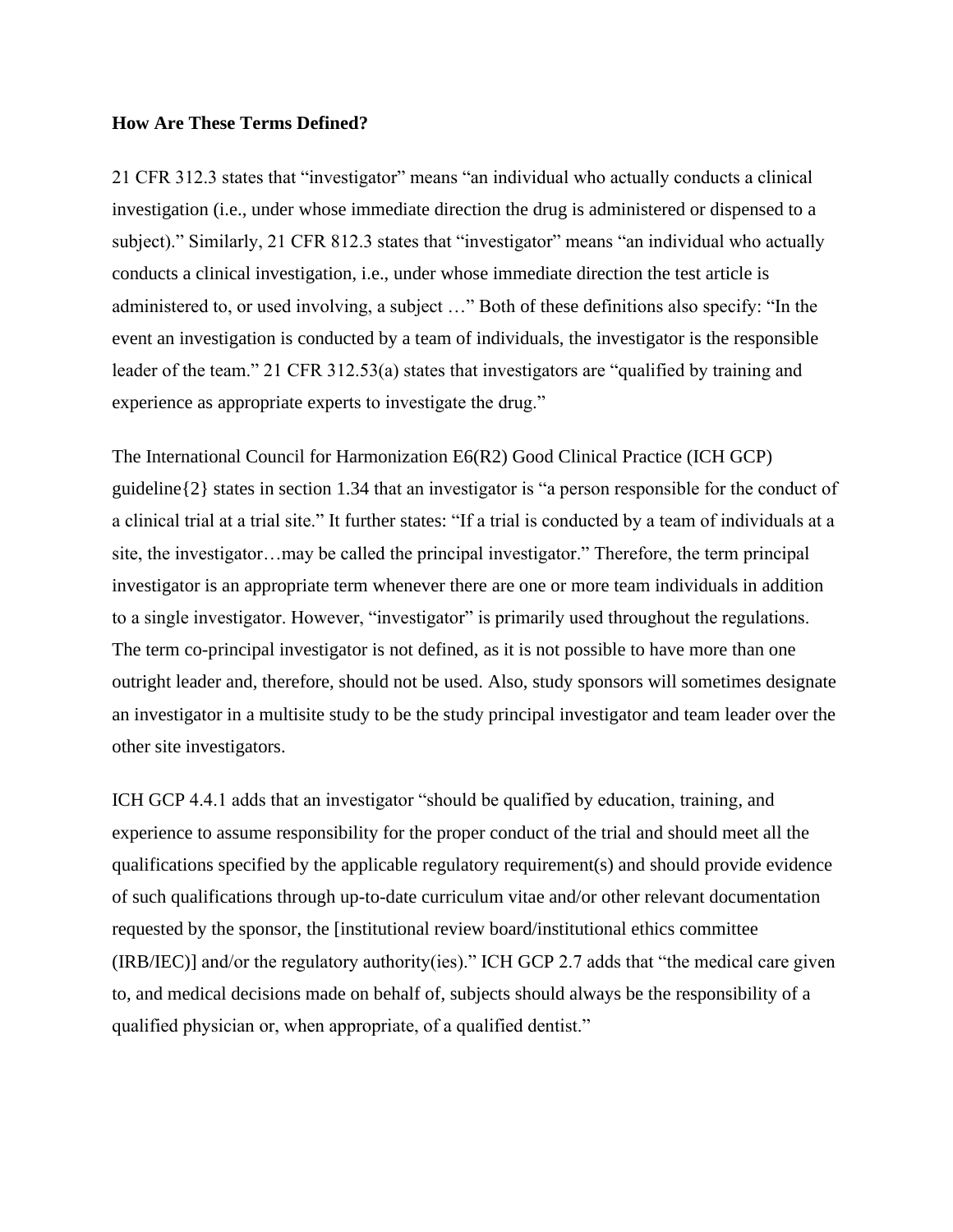**How Are These Terms Defined?**

21 CFR 312.3 states that “investigator” means “an individual who actually conducts a clinical investigation (i.e., under whose immediate direction the drug is administered or dispensed to a subject).” Similarly, 21 CFR 812.3 states that “investigator” means “an individual who actually conducts a clinical investigation, i.e., under whose immediate direction the test article is administered to, or used involving, a subject …” Both of these definitions also specify: “In the event an investigation is conducted by a team of individuals, the investigator is the responsible leader of the team.” 21 CFR 312.53(a) states that investigators are “qualified by training and experience as appropriate experts to investigate the drug.”

The International Council for Harmonization E6(R2) Good Clinical Practice (ICH GCP) guideline{2} states in section 1.34 that an investigator is “a person responsible for the conduct of a clinical trial at a trial site.” It further states: “If a trial is conducted by a team of individuals at a site, the investigator…may be called the principal investigator.” Therefore, the term principal investigator is an appropriate term whenever there are one or more team individuals in addition to a single investigator. However, “investigator” is primarily used throughout the regulations. The term co-principal investigator is not defined, as it is not possible to have more than one outright leader and, therefore, should not be used. Also, study sponsors will sometimes designate an investigator in a multisite study to be the study principal investigator and team leader over the other site investigators.

ICH GCP 4.4.1 adds that an investigator “should be qualified by education, training, and experience to assume responsibility for the proper conduct of the trial and should meet all the qualifications specified by the applicable regulatory requirement(s) and should provide evidence of such qualifications through up-to-date curriculum vitae and/or other relevant documentation requested by the sponsor, the [institutional review board/institutional ethics committee (IRB/IEC)] and/or the regulatory authority(ies).” ICH GCP 2.7 adds that “the medical care given to, and medical decisions made on behalf of, subjects should always be the responsibility of a qualified physician or, when appropriate, of a qualified dentist.”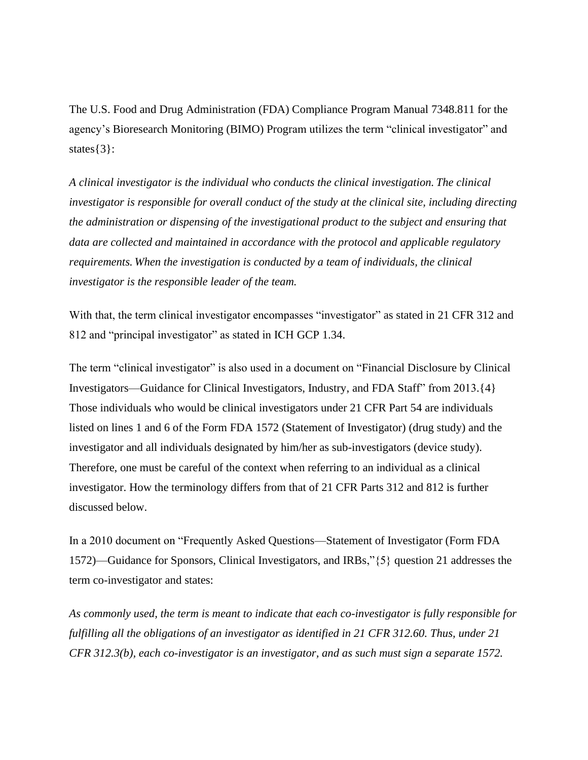The U.S. Food and Drug Administration (FDA) Compliance Program Manual 7348.811 for the agency's Bioresearch Monitoring (BIMO) Program utilizes the term "clinical investigator" and states{3}:

*A clinical investigator is the individual who conducts the clinical investigation. The clinical investigator is responsible for overall conduct of the study at the clinical site, including directing the administration or dispensing of the investigational product to the subject and ensuring that data are collected and maintained in accordance with the protocol and applicable regulatory requirements. When the investigation is conducted by a team of individuals, the clinical investigator is the responsible leader of the team.*

With that, the term clinical investigator encompasses "investigator" as stated in 21 CFR 312 and 812 and "principal investigator" as stated in ICH GCP 1.34.

The term "clinical investigator" is also used in a document on "Financial Disclosure by Clinical Investigators—Guidance for Clinical Investigators, Industry, and FDA Staff" from 2013.{4} Those individuals who would be clinical investigators under 21 CFR Part 54 are individuals listed on lines 1 and 6 of the Form FDA 1572 (Statement of Investigator) (drug study) and the investigator and all individuals designated by him/her as sub-investigators (device study). Therefore, one must be careful of the context when referring to an individual as a clinical investigator. How the terminology differs from that of 21 CFR Parts 312 and 812 is further discussed below.

In a 2010 document on "Frequently Asked Questions—Statement of Investigator (Form FDA 1572)—Guidance for Sponsors, Clinical Investigators, and IRBs,"{5} question 21 addresses the term co-investigator and states:

*As commonly used, the term is meant to indicate that each co-investigator is fully responsible for fulfilling all the obligations of an investigator as identified in 21 CFR 312.60. Thus, under 21 CFR 312.3(b), each co-investigator is an investigator, and as such must sign a separate 1572.*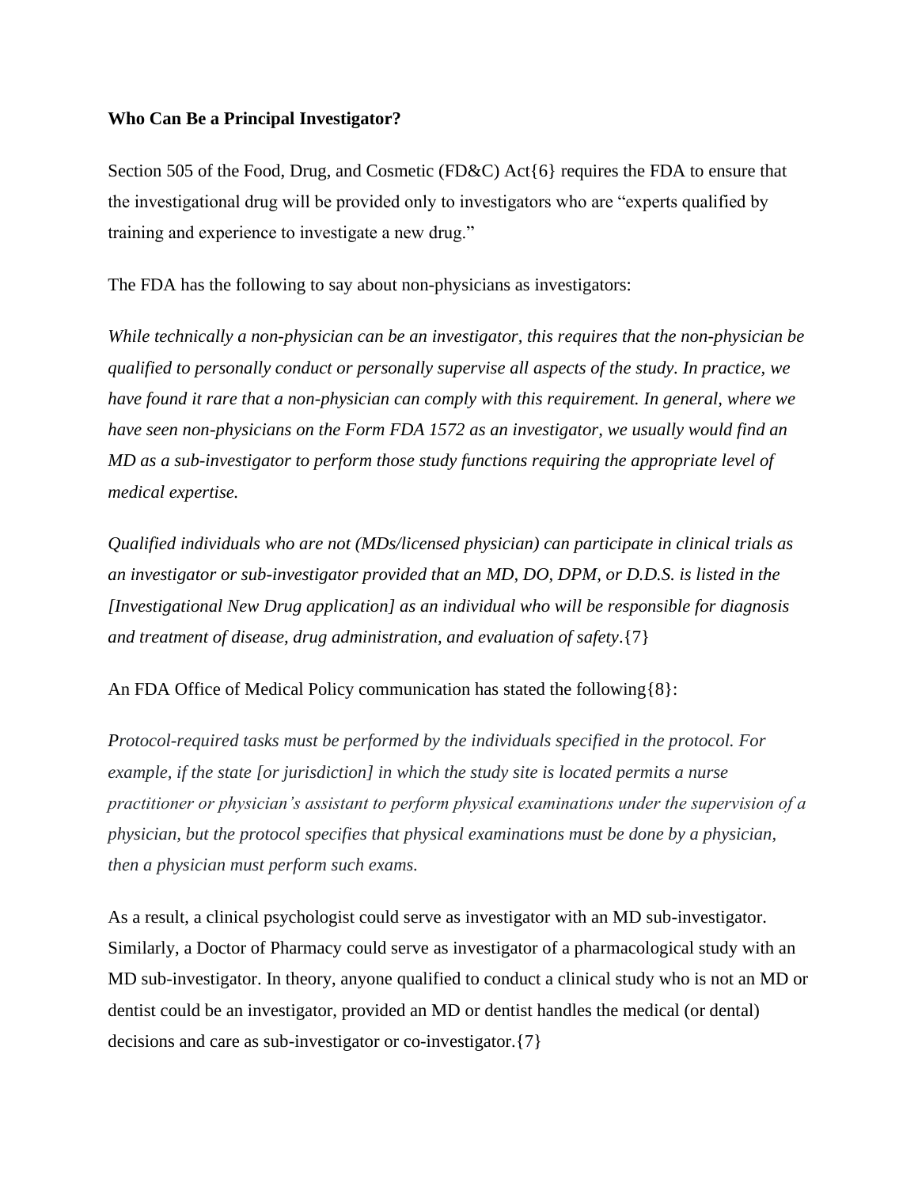**Who Can Be a Principal Investigator?**

Section 505 of the Food, Drug, and Cosmetic (FD&C) Act{6} requires the FDA to ensure that the investigational drug will be provided only to investigators who are "experts qualified by training and experience to investigate a new drug."

The FDA has the following to say about non-physicians as investigators:

*While technically a non-physician can be an investigator, this requires that the non-physician be qualified to personally conduct or personally supervise all aspects of the study. In practice, we have found it rare that a non-physician can comply with this requirement. In general, where we have seen non-physicians on the Form FDA 1572 as an investigator, we usually would find an MD as a sub-investigator to perform those study functions requiring the appropriate level of medical expertise.*

*Qualified individuals who are not (MDs/licensed physician) can participate in clinical trials as an investigator or sub-investigator provided that an MD, DO, DPM, or D.D.S. is listed in the [Investigational New Drug application] as an individual who will be responsible for diagnosis and treatment of disease, drug administration, and evaluation of safety*.{7}

An FDA Office of Medical Policy communication has stated the following{8}:

*Protocol-required tasks must be performed by the individuals specified in the protocol. For example, if the state [or jurisdiction] in which the study site is located permits a nurse practitioner or physician's assistant to perform physical examinations under the supervision of a physician, but the protocol specifies that physical examinations must be done by a physician, then a physician must perform such exams.*

As a result, a clinical psychologist could serve as investigator with an MD sub-investigator. Similarly, a Doctor of Pharmacy could serve as investigator of a pharmacological study with an MD sub-investigator. In theory, anyone qualified to conduct a clinical study who is not an MD or dentist could be an investigator, provided an MD or dentist handles the medical (or dental) decisions and care as sub-investigator or co-investigator.{7}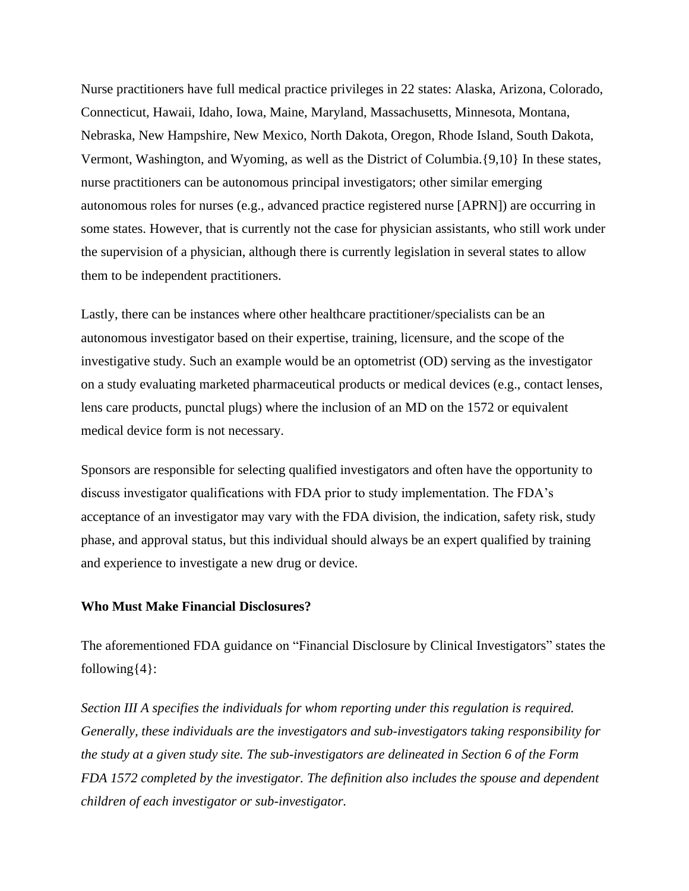Nurse practitioners have full medical practice privileges in 22 states: Alaska, Arizona, Colorado, Connecticut, Hawaii, Idaho, Iowa, Maine, Maryland, Massachusetts, Minnesota, Montana, Nebraska, New Hampshire, New Mexico, North Dakota, Oregon, Rhode Island, South Dakota, Vermont, Washington, and Wyoming, as well as the District of Columbia.{9,10} In these states, nurse practitioners can be autonomous principal investigators; other similar emerging autonomous roles for nurses (e.g., advanced practice registered nurse [APRN]) are occurring in some states. However, that is currently not the case for physician assistants, who still work under the supervision of a physician, although there is currently legislation in several states to allow them to be independent practitioners.

Lastly, there can be instances where other healthcare practitioner/specialists can be an autonomous investigator based on their expertise, training, licensure, and the scope of the investigative study. Such an example would be an optometrist (OD) serving as the investigator on a study evaluating marketed pharmaceutical products or medical devices (e.g., contact lenses, lens care products, punctal plugs) where the inclusion of an MD on the 1572 or equivalent medical device form is not necessary.

Sponsors are responsible for selecting qualified investigators and often have the opportunity to discuss investigator qualifications with FDA prior to study implementation. The FDA's acceptance of an investigator may vary with the FDA division, the indication, safety risk, study phase, and approval status, but this individual should always be an expert qualified by training and experience to investigate a new drug or device.

**Who Must Make Financial Disclosures?**

The aforementioned FDA guidance on "Financial Disclosure by Clinical Investigators" states the following{4}:

*Section III A specifies the individuals for whom reporting under this regulation is required. Generally, these individuals are the investigators and sub-investigators taking responsibility for the study at a given study site. The sub-investigators are delineated in Section 6 of the Form FDA 1572 completed by the investigator. The definition also includes the spouse and dependent children of each investigator or sub-investigator.*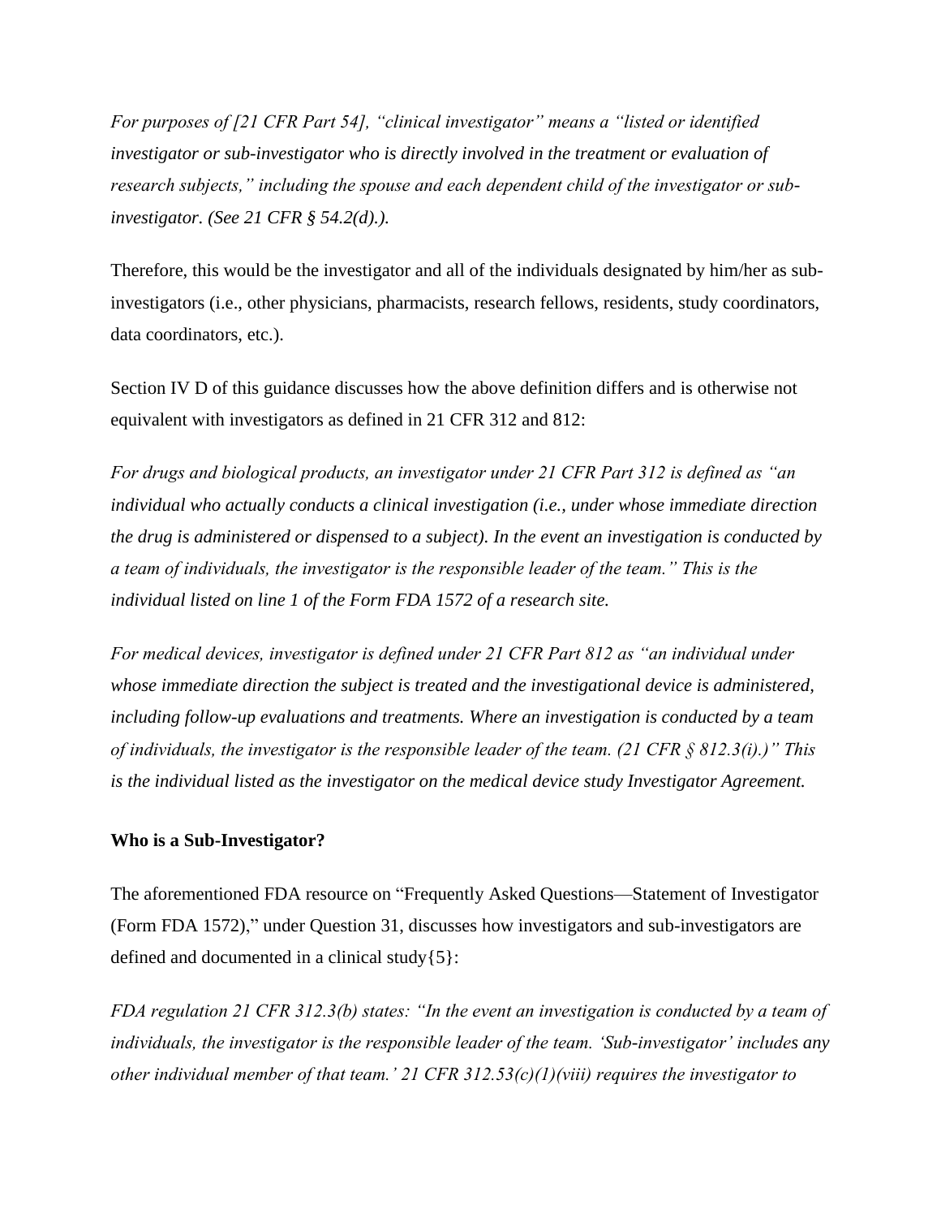*For purposes of [21 CFR Part 54], "clinical investigator" means a "listed or identified investigator or sub-investigator who is directly involved in the treatment or evaluation of research subjects," including the spouse and each dependent child of the investigator or sub-investigator. (See 21 CFR § 54.2(d).).*

Therefore, this would be the investigator and all of the individuals designated by him/her as sub-investigators (i.e., other physicians, pharmacists, research fellows, residents, study coordinators, data coordinators, etc.).

Section IV D of this guidance discusses how the above definition differs and is otherwise not equivalent with investigators as defined in 21 CFR 312 and 812:

*For drugs and biological products, an investigator under 21 CFR Part 312 is defined as "an individual who actually conducts a clinical investigation (i.e., under whose immediate direction the drug is administered or dispensed to a subject). In the event an investigation is conducted by a team of individuals, the investigator is the responsible leader of the team." This is the individual listed on line 1 of the Form FDA 1572 of a research site.*

*For medical devices, investigator is defined under 21 CFR Part 812 as "an individual under whose immediate direction the subject is treated and the investigational device is administered, including follow-up evaluations and treatments. Where an investigation is conducted by a team of individuals, the investigator is the responsible leader of the team. (21 CFR § 812.3(i).)" This is the individual listed as the investigator on the medical device study Investigator Agreement.*

**Who is a Sub-Investigator?**

The aforementioned FDA resource on "Frequently Asked Questions—Statement of Investigator (Form FDA 1572)," under Question 31, discusses how investigators and sub-investigators are defined and documented in a clinical study{5}:

*FDA regulation 21 CFR 312.3(b) states: "In the event an investigation is conducted by a team of individuals, the investigator is the responsible leader of the team. 'Sub-investigator' includes any other individual member of that team.' 21 CFR 312.53(c)(1)(viii) requires the investigator to*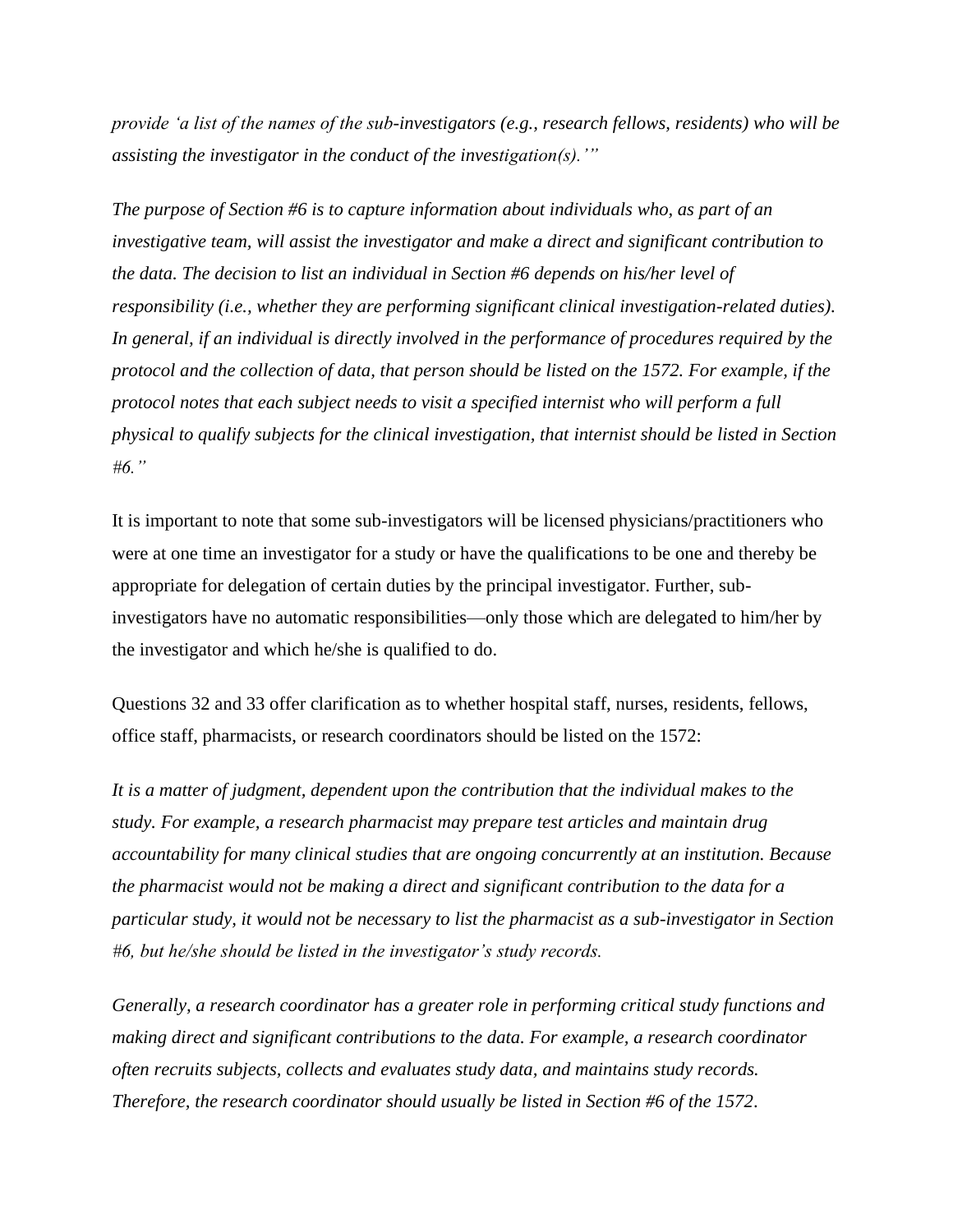*provide 'a list of the names of the sub-investigators (e.g., research fellows, residents) who will be assisting the investigator in the conduct of the investigation(s).'"*

*The purpose of Section #6 is to capture information about individuals who, as part of an investigative team, will assist the investigator and make a direct and significant contribution to the data. The decision to list an individual in Section #6 depends on his/her level of responsibility (i.e., whether they are performing significant clinical investigation-related duties). In general, if an individual is directly involved in the performance of procedures required by the protocol and the collection of data, that person should be listed on the 1572. For example, if the protocol notes that each subject needs to visit a specified internist who will perform a full physical to qualify subjects for the clinical investigation, that internist should be listed in Section #6."*

It is important to note that some sub-investigators will be licensed physicians/practitioners who were at one time an investigator for a study or have the qualifications to be one and thereby be appropriate for delegation of certain duties by the principal investigator. Further, sub-investigators have no automatic responsibilities—only those which are delegated to him/her by the investigator and which he/she is qualified to do.

Questions 32 and 33 offer clarification as to whether hospital staff, nurses, residents, fellows, office staff, pharmacists, or research coordinators should be listed on the 1572:

*It is a matter of judgment, dependent upon the contribution that the individual makes to the study. For example, a research pharmacist may prepare test articles and maintain drug accountability for many clinical studies that are ongoing concurrently at an institution. Because the pharmacist would not be making a direct and significant contribution to the data for a particular study, it would not be necessary to list the pharmacist as a sub-investigator in Section #6, but he/she should be listed in the investigator's study records.*

*Generally, a research coordinator has a greater role in performing critical study functions and making direct and significant contributions to the data. For example, a research coordinator often recruits subjects, collects and evaluates study data, and maintains study records. Therefore, the research coordinator should usually be listed in Section #6 of the 1572.*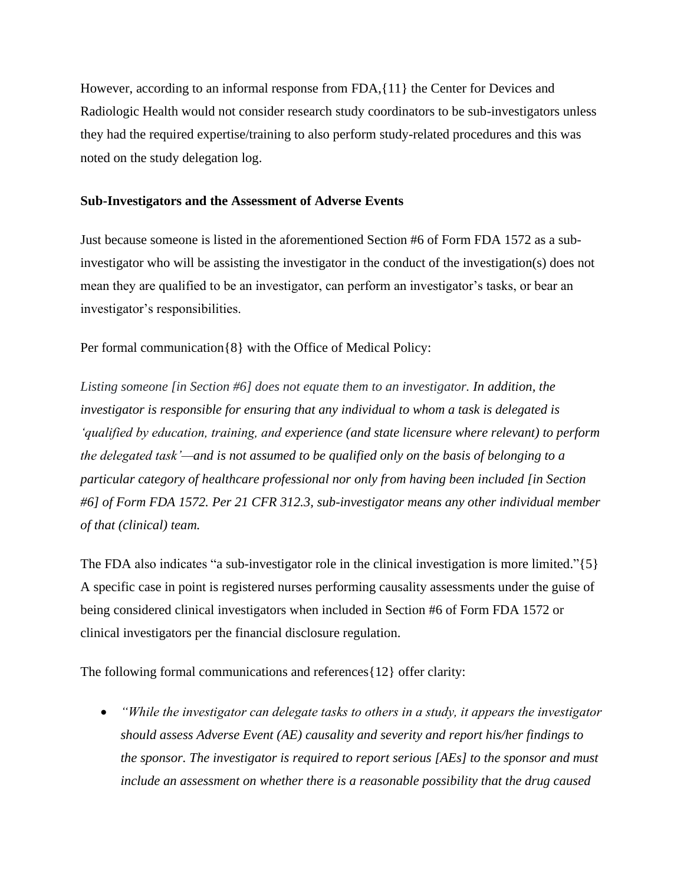However, according to an informal response from FDA,{11} the Center for Devices and Radiologic Health would not consider research study coordinators to be sub-investigators unless they had the required expertise/training to also perform study-related procedures and this was noted on the study delegation log.

**Sub-Investigators and the Assessment of Adverse Events**

Just because someone is listed in the aforementioned Section #6 of Form FDA 1572 as a sub-investigator who will be assisting the investigator in the conduct of the investigation(s) does not mean they are qualified to be an investigator, can perform an investigator's tasks, or bear an investigator's responsibilities.

Per formal communication{8} with the Office of Medical Policy:

*Listing someone [in Section #6] does not equate them to an investigator. In addition, the investigator is responsible for ensuring that any individual to whom a task is delegated is 'qualified by education, training, and experience (and state licensure where relevant) to perform the delegated task'—and is not assumed to be qualified only on the basis of belonging to a particular category of healthcare professional nor only from having been included [in Section #6] of Form FDA 1572. Per 21 CFR 312.3, sub-investigator means any other individual member of that (clinical) team.*

The FDA also indicates "a sub-investigator role in the clinical investigation is more limited."{5} A specific case in point is registered nurses performing causality assessments under the guise of being considered clinical investigators when included in Section #6 of Form FDA 1572 or clinical investigators per the financial disclosure regulation.

The following formal communications and references{12} offer clarity:

- *"While the investigator can delegate tasks to others in a study, it appears the investigator should assess Adverse Event (AE) causality and severity and report his/her findings to the sponsor. The investigator is required to report serious [AEs] to the sponsor and must include an assessment on whether there is a reasonable possibility that the drug caused*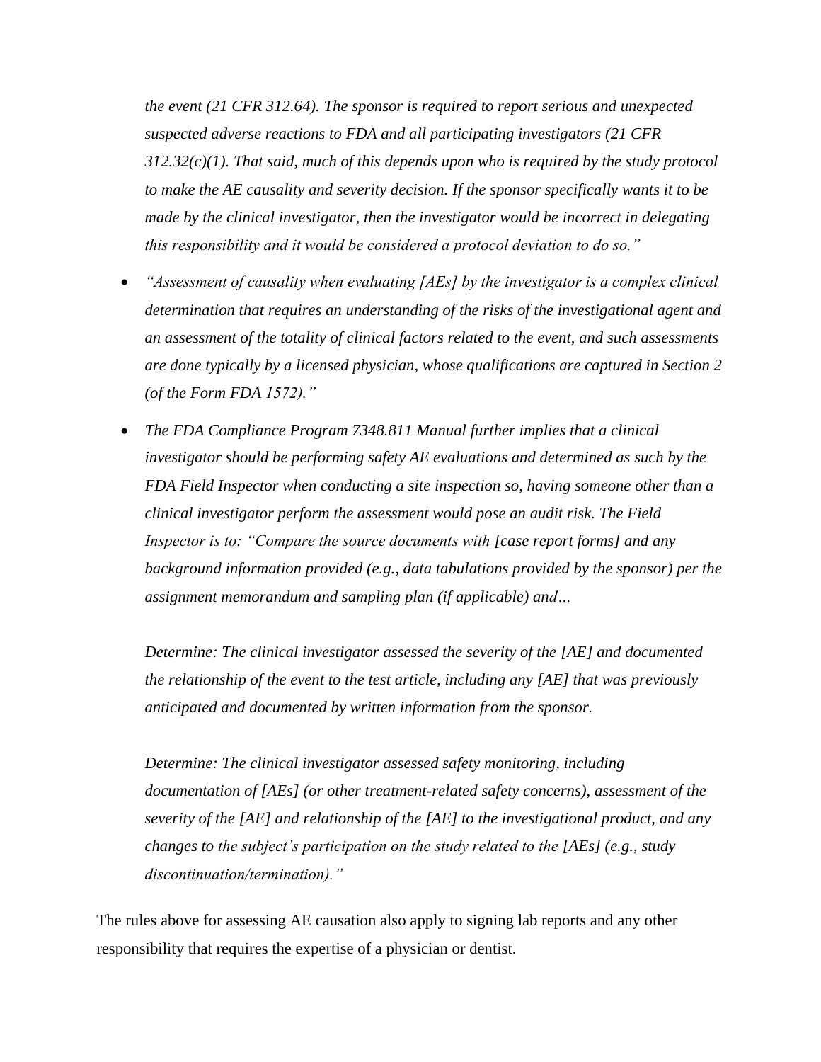*the event (21 CFR 312.64). The sponsor is required to report serious and unexpected suspected adverse reactions to FDA and all participating investigators (21 CFR 312.32(c)(1). That said, much of this depends upon who is required by the study protocol to make the AE causality and severity decision. If the sponsor specifically wants it to be made by the clinical investigator, then the investigator would be incorrect in delegating this responsibility and it would be considered a protocol deviation to do so."*

- *"Assessment of causality when evaluating [AEs] by the investigator is a complex clinical determination that requires an understanding of the risks of the investigational agent and an assessment of the totality of clinical factors related to the event, and such assessments are done typically by a licensed physician, whose qualifications are captured in Section 2 (of the Form FDA 1572)."*
- *The FDA Compliance Program 7348.811 Manual further implies that a clinical investigator should be performing safety AE evaluations and determined as such by the FDA Field Inspector when conducting a site inspection so, having someone other than a clinical investigator perform the assessment would pose an audit risk. The Field Inspector is to: "Compare the source documents with [case report forms] and any background information provided (e.g., data tabulations provided by the sponsor) per the assignment memorandum and sampling plan (if applicable) and…*

  *Determine: The clinical investigator assessed the severity of the [AE] and documented the relationship of the event to the test article, including any [AE] that was previously anticipated and documented by written information from the sponsor.*

  *Determine: The clinical investigator assessed safety monitoring, including documentation of [AEs] (or other treatment-related safety concerns), assessment of the severity of the [AE] and relationship of the [AE] to the investigational product, and any changes to the subject's participation on the study related to the [AEs] (e.g., study discontinuation/termination)."*

The rules above for assessing AE causation also apply to signing lab reports and any other responsibility that requires the expertise of a physician or dentist.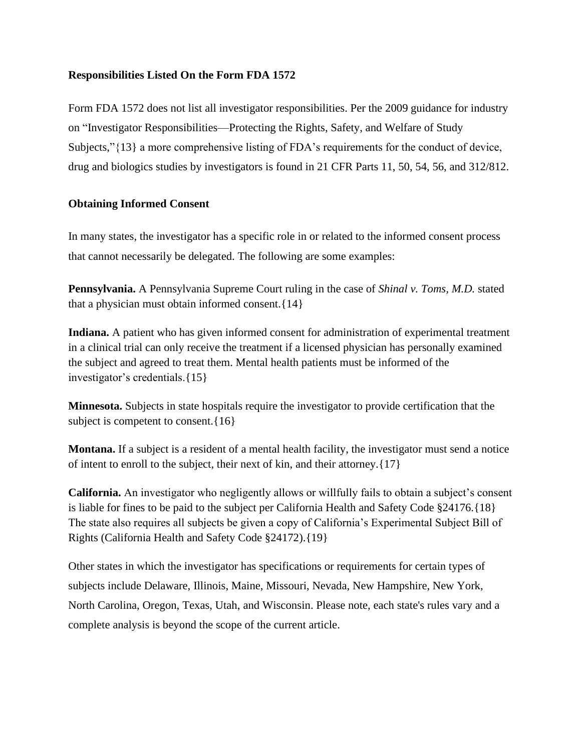**Responsibilities Listed On the Form FDA 1572**

Form FDA 1572 does not list all investigator responsibilities. Per the 2009 guidance for industry on "Investigator Responsibilities—Protecting the Rights, Safety, and Welfare of Study Subjects,"{13} a more comprehensive listing of FDA's requirements for the conduct of device, drug and biologics studies by investigators is found in 21 CFR Parts 11, 50, 54, 56, and 312/812.

**Obtaining Informed Consent**

In many states, the investigator has a specific role in or related to the informed consent process that cannot necessarily be delegated. The following are some examples:

**Pennsylvania.** A Pennsylvania Supreme Court ruling in the case of *Shinal v. Toms, M.D.* stated that a physician must obtain informed consent.{14}

**Indiana.** A patient who has given informed consent for administration of experimental treatment in a clinical trial can only receive the treatment if a licensed physician has personally examined the subject and agreed to treat them. Mental health patients must be informed of the investigator's credentials.{15}

**Minnesota.** Subjects in state hospitals require the investigator to provide certification that the subject is competent to consent.{16}

**Montana.** If a subject is a resident of a mental health facility, the investigator must send a notice of intent to enroll to the subject, their next of kin, and their attorney.{17}

**California.** An investigator who negligently allows or willfully fails to obtain a subject's consent is liable for fines to be paid to the subject per California Health and Safety Code §24176.{18} The state also requires all subjects be given a copy of California's Experimental Subject Bill of Rights (California Health and Safety Code §24172).{19}

Other states in which the investigator has specifications or requirements for certain types of subjects include Delaware, Illinois, Maine, Missouri, Nevada, New Hampshire, New York, North Carolina, Oregon, Texas, Utah, and Wisconsin. Please note, each state's rules vary and a complete analysis is beyond the scope of the current article.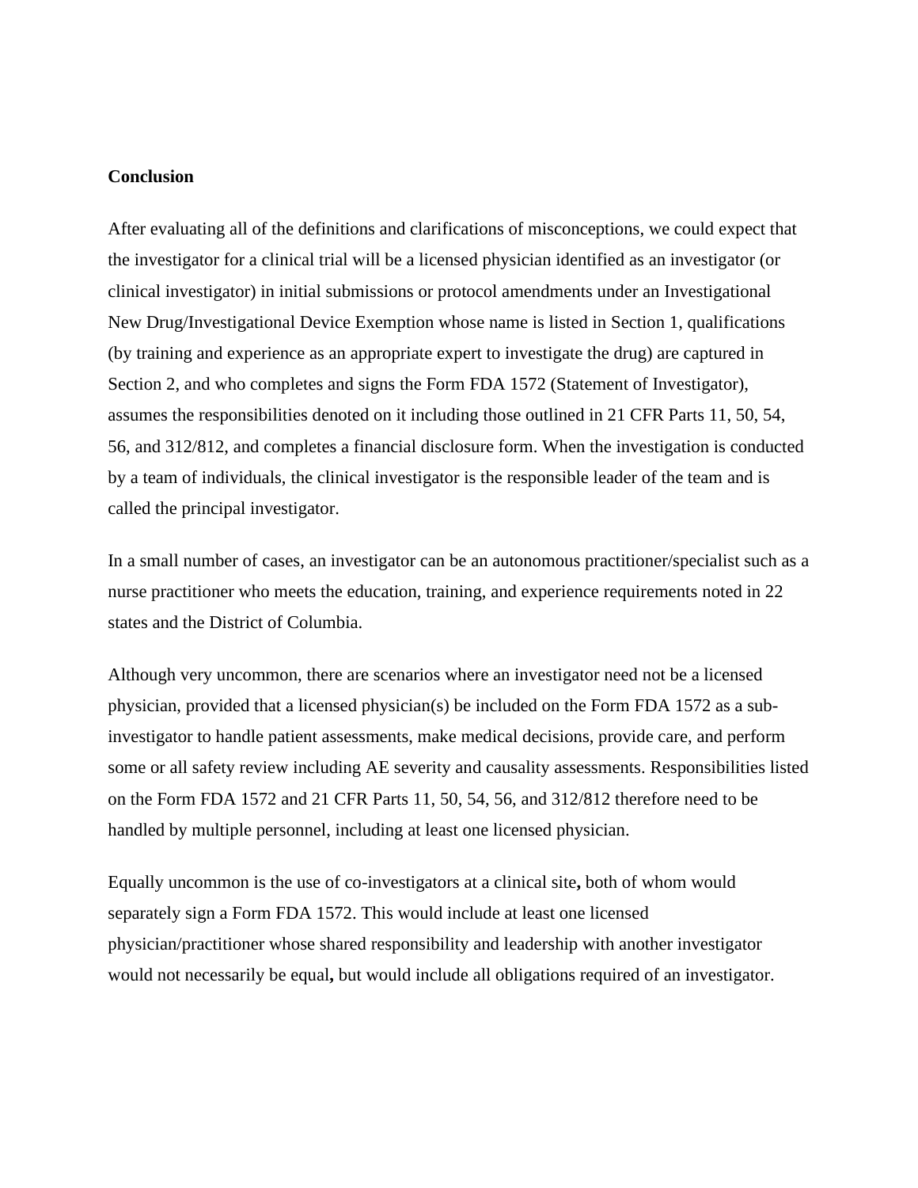**Conclusion**

After evaluating all of the definitions and clarifications of misconceptions, we could expect that the investigator for a clinical trial will be a licensed physician identified as an investigator (or clinical investigator) in initial submissions or protocol amendments under an Investigational New Drug/Investigational Device Exemption whose name is listed in Section 1, qualifications (by training and experience as an appropriate expert to investigate the drug) are captured in Section 2, and who completes and signs the Form FDA 1572 (Statement of Investigator), assumes the responsibilities denoted on it including those outlined in 21 CFR Parts 11, 50, 54, 56, and 312/812, and completes a financial disclosure form. When the investigation is conducted by a team of individuals, the clinical investigator is the responsible leader of the team and is called the principal investigator.

In a small number of cases, an investigator can be an autonomous practitioner/specialist such as a nurse practitioner who meets the education, training, and experience requirements noted in 22 states and the District of Columbia.

Although very uncommon, there are scenarios where an investigator need not be a licensed physician, provided that a licensed physician(s) be included on the Form FDA 1572 as a sub-investigator to handle patient assessments, make medical decisions, provide care, and perform some or all safety review including AE severity and causality assessments. Responsibilities listed on the Form FDA 1572 and 21 CFR Parts 11, 50, 54, 56, and 312/812 therefore need to be handled by multiple personnel, including at least one licensed physician.

Equally uncommon is the use of co-investigators at a clinical site**,** both of whom would separately sign a Form FDA 1572. This would include at least one licensed physician/practitioner whose shared responsibility and leadership with another investigator would not necessarily be equal**,** but would include all obligations required of an investigator.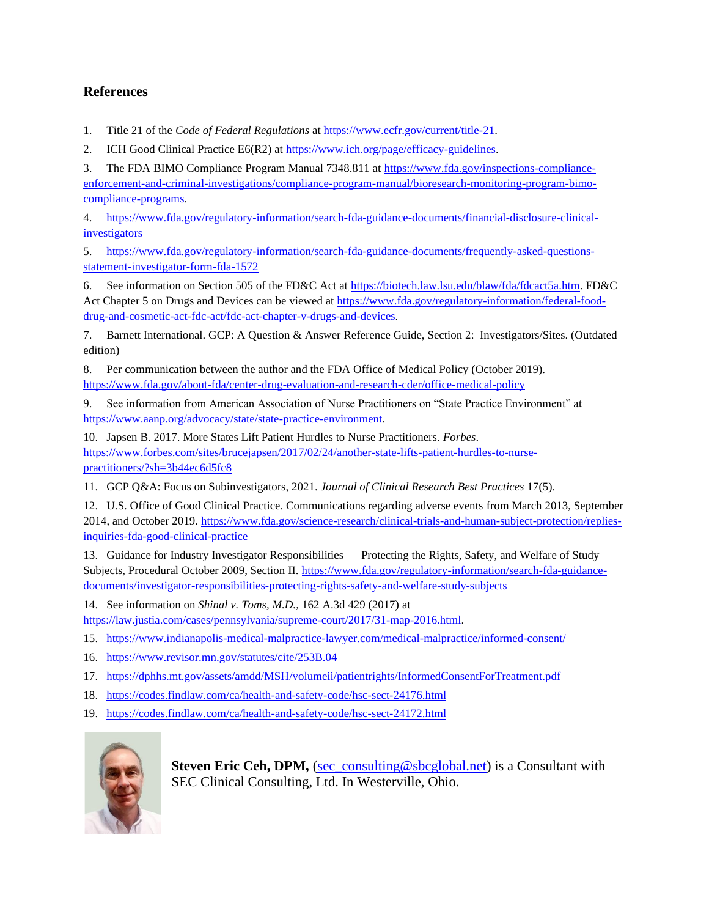## References

1. Title 21 of the *Code of Federal Regulations* at https://www.ecfr.gov/current/title-21.
2. ICH Good Clinical Practice E6(R2) at https://www.ich.org/page/efficacy-guidelines.
3. The FDA BIMO Compliance Program Manual 7348.811 at https://www.fda.gov/inspections-compliance-enforcement-and-criminal-investigations/compliance-program-manual/bioresearch-monitoring-program-bimo-compliance-programs.
4. https://www.fda.gov/regulatory-information/search-fda-guidance-documents/financial-disclosure-clinical-investigators
5. https://www.fda.gov/regulatory-information/search-fda-guidance-documents/frequently-asked-questions-statement-investigator-form-fda-1572
6. See information on Section 505 of the FD&C Act at https://biotech.law.lsu.edu/blaw/fda/fdcact5a.htm. FD&C Act Chapter 5 on Drugs and Devices can be viewed at https://www.fda.gov/regulatory-information/federal-food-drug-and-cosmetic-act-fdc-act/fdc-act-chapter-v-drugs-and-devices.
7. Barnett International. GCP: A Question & Answer Reference Guide, Section 2: Investigators/Sites. (Outdated edition)
8. Per communication between the author and the FDA Office of Medical Policy (October 2019). https://www.fda.gov/about-fda/center-drug-evaluation-and-research-cder/office-medical-policy
9. See information from American Association of Nurse Practitioners on "State Practice Environment" at https://www.aanp.org/advocacy/state/state-practice-environment.
10. Japsen B. 2017. More States Lift Patient Hurdles to Nurse Practitioners. *Forbes*. https://www.forbes.com/sites/brucejapsen/2017/02/24/another-state-lifts-patient-hurdles-to-nurse-practitioners/?sh=3b44ec6d5fc8
11. GCP Q&A: Focus on Subinvestigators, 2021. *Journal of Clinical Research Best Practices* 17(5).
12. U.S. Office of Good Clinical Practice. Communications regarding adverse events from March 2013, September 2014, and October 2019. https://www.fda.gov/science-research/clinical-trials-and-human-subject-protection/replies-inquiries-fda-good-clinical-practice
13. Guidance for Industry Investigator Responsibilities — Protecting the Rights, Safety, and Welfare of Study Subjects, Procedural October 2009, Section II. https://www.fda.gov/regulatory-information/search-fda-guidance-documents/investigator-responsibilities-protecting-rights-safety-and-welfare-study-subjects
14. See information on *Shinal v. Toms, M.D.*, 162 A.3d 429 (2017) at https://law.justia.com/cases/pennsylvania/supreme-court/2017/31-map-2016.html.
15. https://www.indianapolis-medical-malpractice-lawyer.com/medical-malpractice/informed-consent/
16. https://www.revisor.mn.gov/statutes/cite/253B.04
17. https://dphhs.mt.gov/assets/amdd/MSH/volumeii/patientrights/InformedConsentForTreatment.pdf
18. https://codes.findlaw.com/ca/health-and-safety-code/hsc-sect-24176.html
19. https://codes.findlaw.com/ca/health-and-safety-code/hsc-sect-24172.html

**Steven Eric Ceh, DPM,** (sec_consulting@sbcglobal.net) is a Consultant with SEC Clinical Consulting, Ltd. In Westerville, Ohio.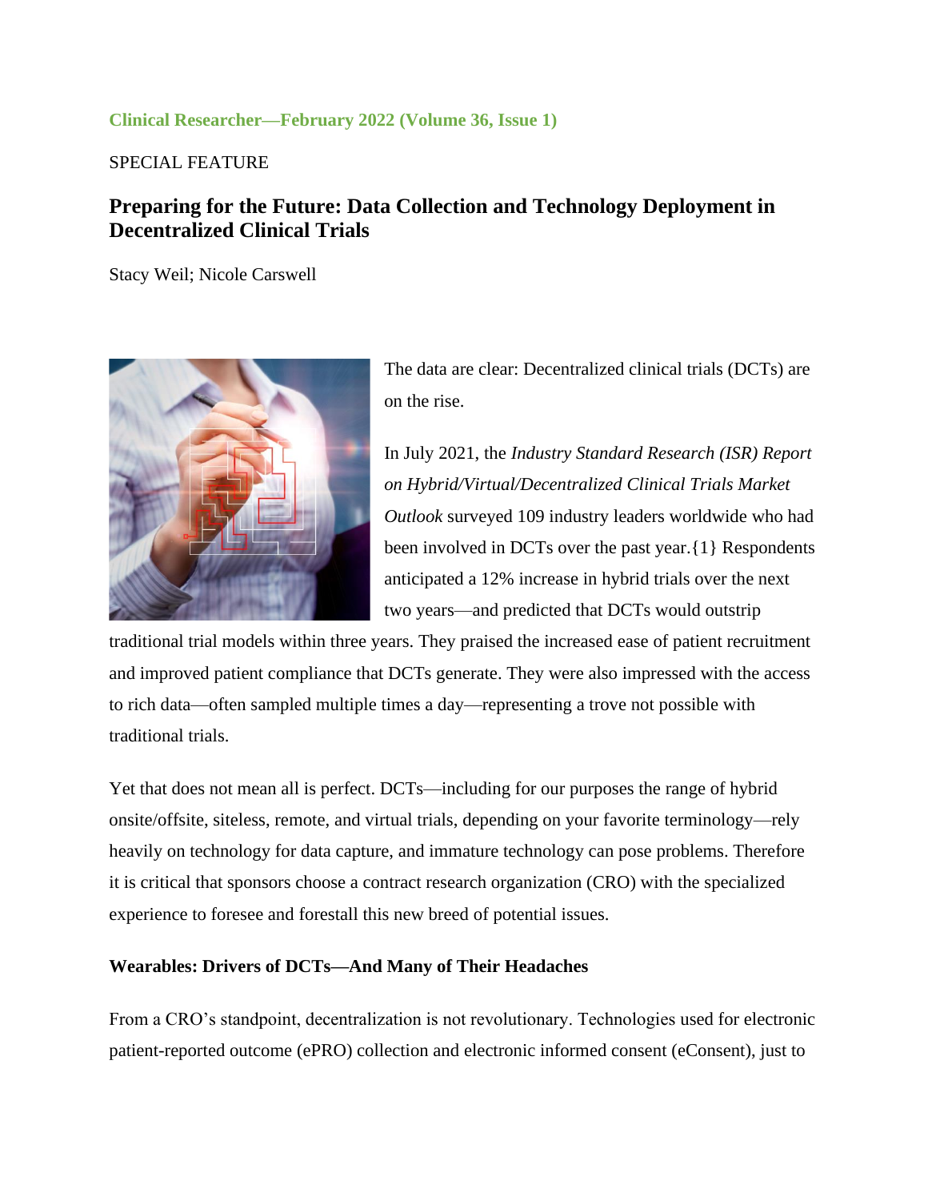**Clinical Researcher—February 2022 (Volume 36, Issue 1)**

SPECIAL FEATURE

## Preparing for the Future: Data Collection and Technology Deployment in Decentralized Clinical Trials

Stacy Weil; Nicole Carswell

The data are clear: Decentralized clinical trials (DCTs) are on the rise.

In July 2021, the *Industry Standard Research (ISR) Report on Hybrid/Virtual/Decentralized Clinical Trials Market Outlook* surveyed 109 industry leaders worldwide who had been involved in DCTs over the past year.{1} Respondents anticipated a 12% increase in hybrid trials over the next two years—and predicted that DCTs would outstrip traditional trial models within three years. They praised the increased ease of patient recruitment and improved patient compliance that DCTs generate. They were also impressed with the access to rich data—often sampled multiple times a day—representing a trove not possible with traditional trials.

Yet that does not mean all is perfect. DCTs—including for our purposes the range of hybrid onsite/offsite, siteless, remote, and virtual trials, depending on your favorite terminology—rely heavily on technology for data capture, and immature technology can pose problems. Therefore it is critical that sponsors choose a contract research organization (CRO) with the specialized experience to foresee and forestall this new breed of potential issues.

### Wearables: Drivers of DCTs—And Many of Their Headaches

From a CRO's standpoint, decentralization is not revolutionary. Technologies used for electronic patient-reported outcome (ePRO) collection and electronic informed consent (eConsent), just to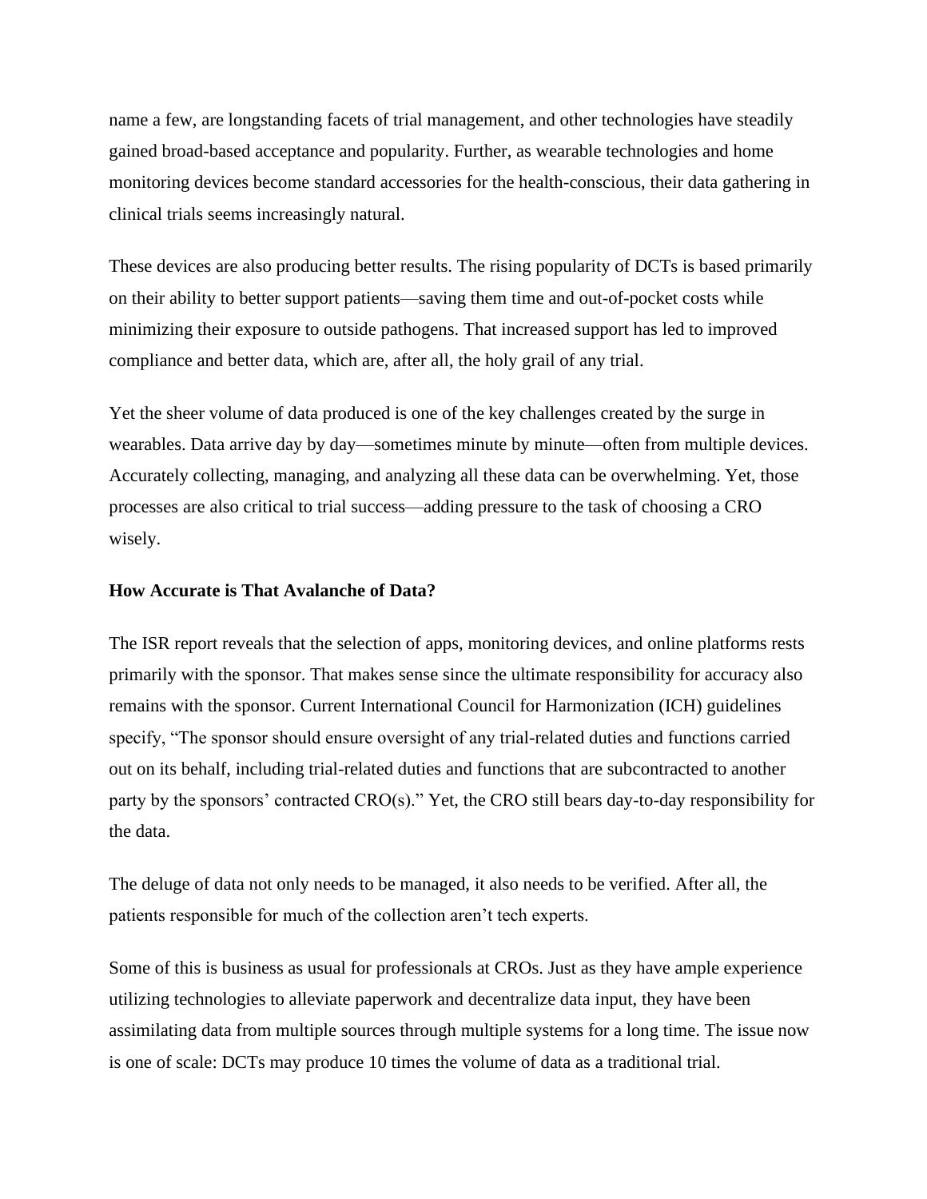name a few, are longstanding facets of trial management, and other technologies have steadily gained broad-based acceptance and popularity. Further, as wearable technologies and home monitoring devices become standard accessories for the health-conscious, their data gathering in clinical trials seems increasingly natural.

These devices are also producing better results. The rising popularity of DCTs is based primarily on their ability to better support patients—saving them time and out-of-pocket costs while minimizing their exposure to outside pathogens. That increased support has led to improved compliance and better data, which are, after all, the holy grail of any trial.

Yet the sheer volume of data produced is one of the key challenges created by the surge in wearables. Data arrive day by day—sometimes minute by minute—often from multiple devices. Accurately collecting, managing, and analyzing all these data can be overwhelming. Yet, those processes are also critical to trial success—adding pressure to the task of choosing a CRO wisely.

**How Accurate is That Avalanche of Data?**

The ISR report reveals that the selection of apps, monitoring devices, and online platforms rests primarily with the sponsor. That makes sense since the ultimate responsibility for accuracy also remains with the sponsor. Current International Council for Harmonization (ICH) guidelines specify, "The sponsor should ensure oversight of any trial-related duties and functions carried out on its behalf, including trial-related duties and functions that are subcontracted to another party by the sponsors' contracted CRO(s)." Yet, the CRO still bears day-to-day responsibility for the data.

The deluge of data not only needs to be managed, it also needs to be verified. After all, the patients responsible for much of the collection aren't tech experts.

Some of this is business as usual for professionals at CROs. Just as they have ample experience utilizing technologies to alleviate paperwork and decentralize data input, they have been assimilating data from multiple sources through multiple systems for a long time. The issue now is one of scale: DCTs may produce 10 times the volume of data as a traditional trial.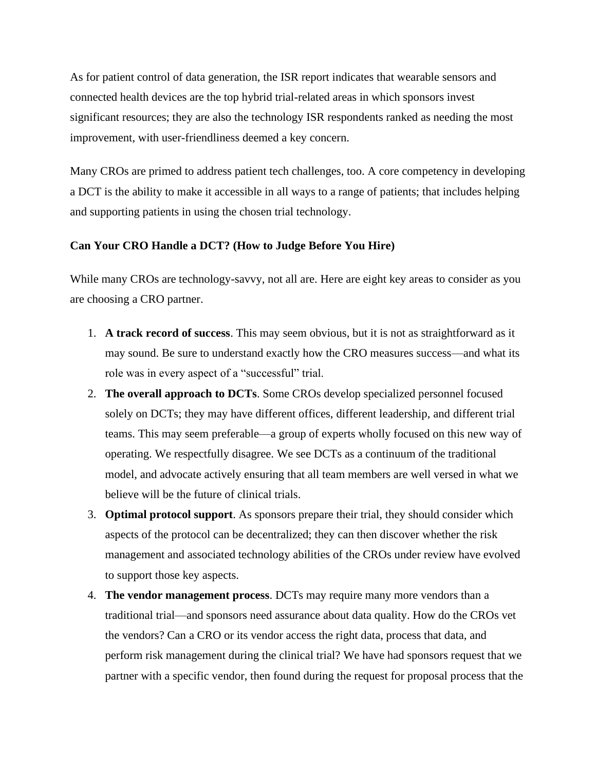As for patient control of data generation, the ISR report indicates that wearable sensors and connected health devices are the top hybrid trial-related areas in which sponsors invest significant resources; they are also the technology ISR respondents ranked as needing the most improvement, with user-friendliness deemed a key concern.

Many CROs are primed to address patient tech challenges, too. A core competency in developing a DCT is the ability to make it accessible in all ways to a range of patients; that includes helping and supporting patients in using the chosen trial technology.

**Can Your CRO Handle a DCT? (How to Judge Before You Hire)**

While many CROs are technology-savvy, not all are. Here are eight key areas to consider as you are choosing a CRO partner.

1. **A track record of success**. This may seem obvious, but it is not as straightforward as it may sound. Be sure to understand exactly how the CRO measures success—and what its role was in every aspect of a "successful" trial.
2. **The overall approach to DCTs**. Some CROs develop specialized personnel focused solely on DCTs; they may have different offices, different leadership, and different trial teams. This may seem preferable—a group of experts wholly focused on this new way of operating. We respectfully disagree. We see DCTs as a continuum of the traditional model, and advocate actively ensuring that all team members are well versed in what we believe will be the future of clinical trials.
3. **Optimal protocol support**. As sponsors prepare their trial, they should consider which aspects of the protocol can be decentralized; they can then discover whether the risk management and associated technology abilities of the CROs under review have evolved to support those key aspects.
4. **The vendor management process**. DCTs may require many more vendors than a traditional trial—and sponsors need assurance about data quality. How do the CROs vet the vendors? Can a CRO or its vendor access the right data, process that data, and perform risk management during the clinical trial? We have had sponsors request that we partner with a specific vendor, then found during the request for proposal process that the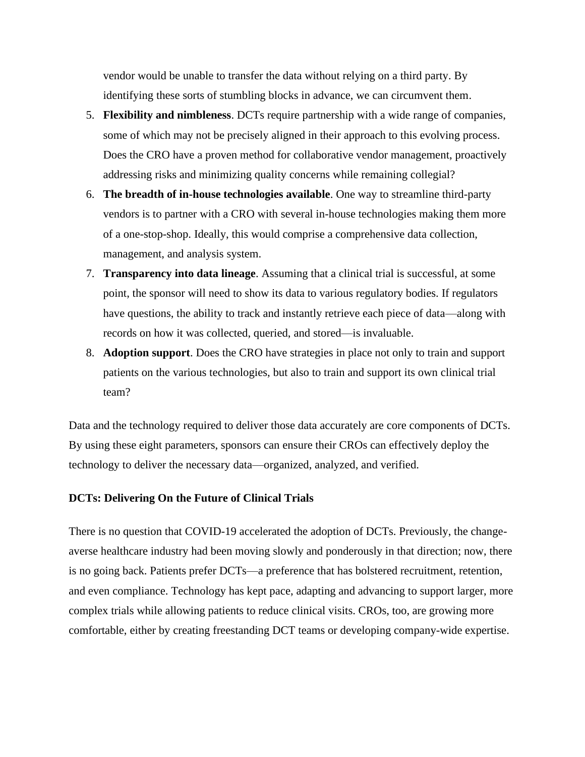vendor would be unable to transfer the data without relying on a third party. By identifying these sorts of stumbling blocks in advance, we can circumvent them.

5. **Flexibility and nimbleness**. DCTs require partnership with a wide range of companies, some of which may not be precisely aligned in their approach to this evolving process. Does the CRO have a proven method for collaborative vendor management, proactively addressing risks and minimizing quality concerns while remaining collegial?
6. **The breadth of in-house technologies available**. One way to streamline third-party vendors is to partner with a CRO with several in-house technologies making them more of a one-stop-shop. Ideally, this would comprise a comprehensive data collection, management, and analysis system.
7. **Transparency into data lineage**. Assuming that a clinical trial is successful, at some point, the sponsor will need to show its data to various regulatory bodies. If regulators have questions, the ability to track and instantly retrieve each piece of data—along with records on how it was collected, queried, and stored—is invaluable.
8. **Adoption support**. Does the CRO have strategies in place not only to train and support patients on the various technologies, but also to train and support its own clinical trial team?

Data and the technology required to deliver those data accurately are core components of DCTs. By using these eight parameters, sponsors can ensure their CROs can effectively deploy the technology to deliver the necessary data—organized, analyzed, and verified.

**DCTs: Delivering On the Future of Clinical Trials**

There is no question that COVID-19 accelerated the adoption of DCTs. Previously, the change-averse healthcare industry had been moving slowly and ponderously in that direction; now, there is no going back. Patients prefer DCTs—a preference that has bolstered recruitment, retention, and even compliance. Technology has kept pace, adapting and advancing to support larger, more complex trials while allowing patients to reduce clinical visits. CROs, too, are growing more comfortable, either by creating freestanding DCT teams or developing company-wide expertise.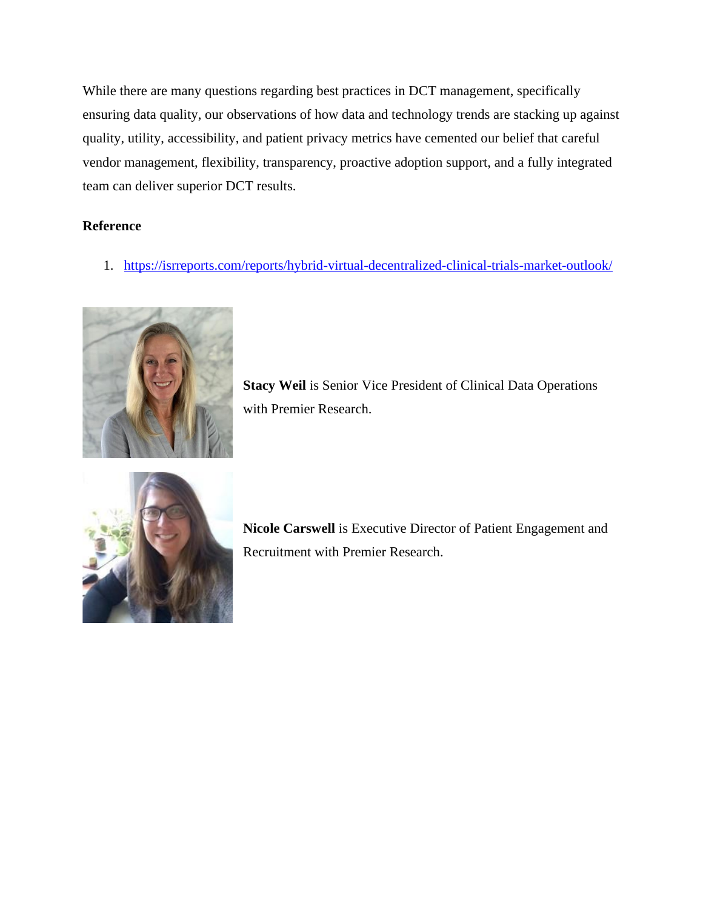While there are many questions regarding best practices in DCT management, specifically ensuring data quality, our observations of how data and technology trends are stacking up against quality, utility, accessibility, and patient privacy metrics have cemented our belief that careful vendor management, flexibility, transparency, proactive adoption support, and a fully integrated team can deliver superior DCT results.

**Reference**

1. https://isrreports.com/reports/hybrid-virtual-decentralized-clinical-trials-market-outlook/

**Stacy Weil** is Senior Vice President of Clinical Data Operations with Premier Research.

**Nicole Carswell** is Executive Director of Patient Engagement and Recruitment with Premier Research.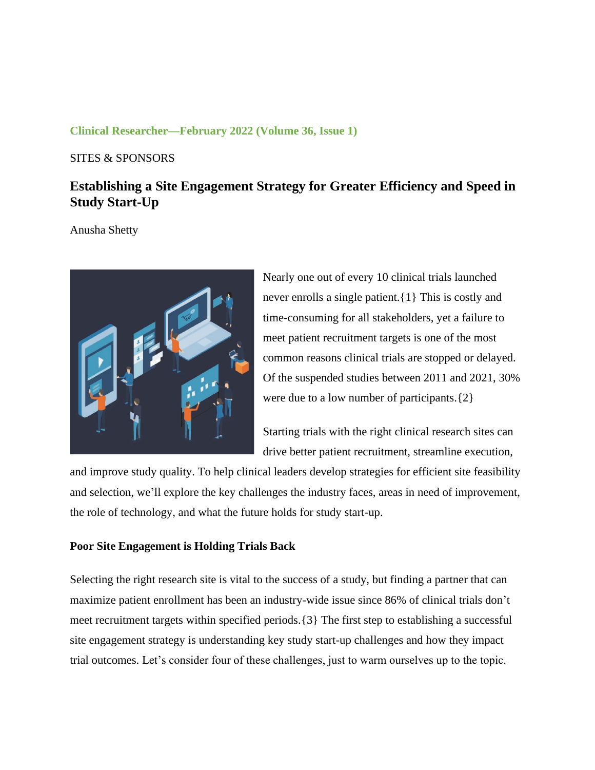Clinical Researcher—February 2022 (Volume 36, Issue 1)

SITES & SPONSORS

## Establishing a Site Engagement Strategy for Greater Efficiency and Speed in Study Start-Up

Anusha Shetty

Nearly one out of every 10 clinical trials launched never enrolls a single patient.{1} This is costly and time-consuming for all stakeholders, yet a failure to meet patient recruitment targets is one of the most common reasons clinical trials are stopped or delayed. Of the suspended studies between 2011 and 2021, 30% were due to a low number of participants.{2}

Starting trials with the right clinical research sites can drive better patient recruitment, streamline execution, and improve study quality. To help clinical leaders develop strategies for efficient site feasibility and selection, we'll explore the key challenges the industry faces, areas in need of improvement, the role of technology, and what the future holds for study start-up.

### Poor Site Engagement is Holding Trials Back

Selecting the right research site is vital to the success of a study, but finding a partner that can maximize patient enrollment has been an industry-wide issue since 86% of clinical trials don't meet recruitment targets within specified periods.{3} The first step to establishing a successful site engagement strategy is understanding key study start-up challenges and how they impact trial outcomes. Let's consider four of these challenges, just to warm ourselves up to the topic.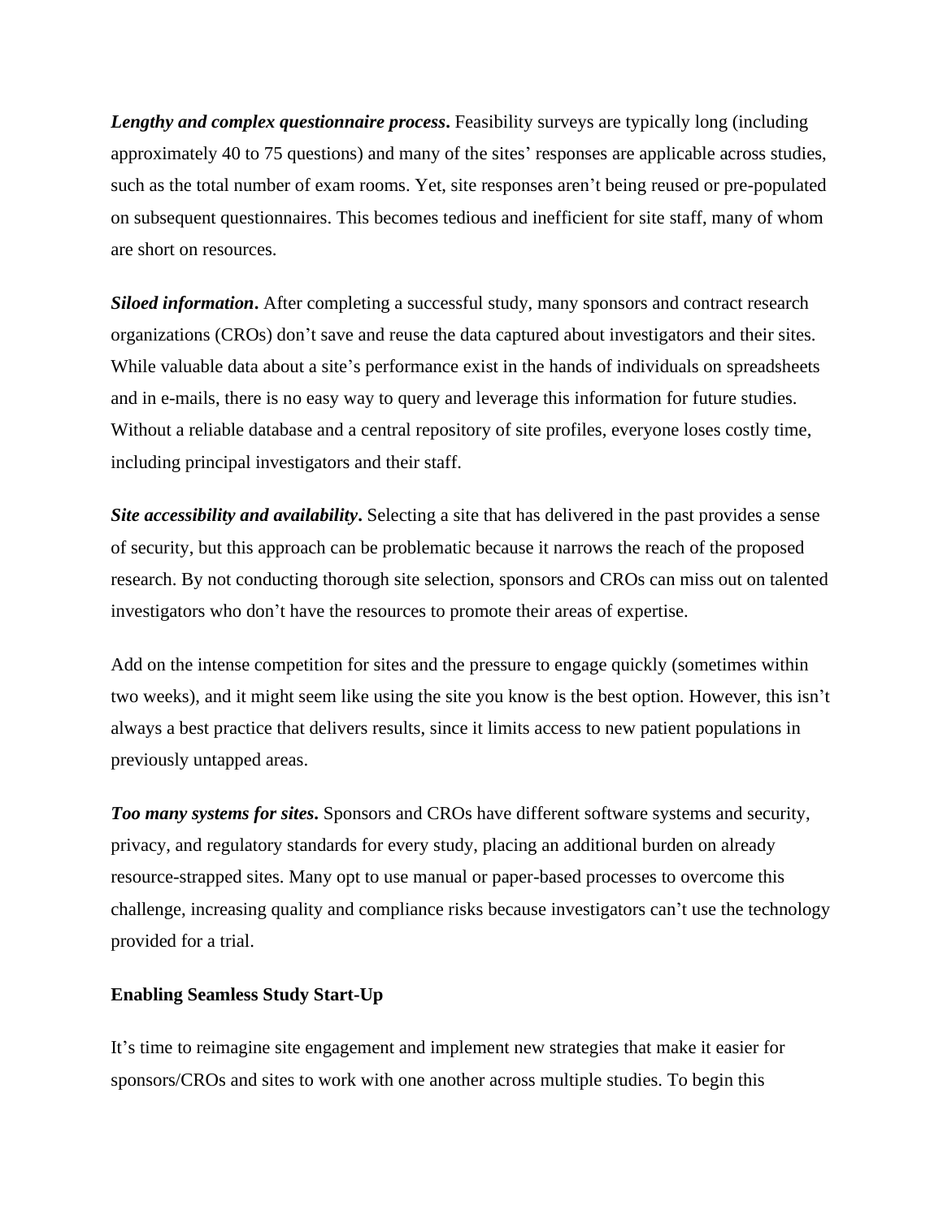***Lengthy and complex questionnaire process*.** Feasibility surveys are typically long (including approximately 40 to 75 questions) and many of the sites' responses are applicable across studies, such as the total number of exam rooms. Yet, site responses aren't being reused or pre-populated on subsequent questionnaires. This becomes tedious and inefficient for site staff, many of whom are short on resources.

***Siloed information*.** After completing a successful study, many sponsors and contract research organizations (CROs) don't save and reuse the data captured about investigators and their sites. While valuable data about a site's performance exist in the hands of individuals on spreadsheets and in e-mails, there is no easy way to query and leverage this information for future studies. Without a reliable database and a central repository of site profiles, everyone loses costly time, including principal investigators and their staff.

***Site accessibility and availability*.** Selecting a site that has delivered in the past provides a sense of security, but this approach can be problematic because it narrows the reach of the proposed research. By not conducting thorough site selection, sponsors and CROs can miss out on talented investigators who don't have the resources to promote their areas of expertise.

Add on the intense competition for sites and the pressure to engage quickly (sometimes within two weeks), and it might seem like using the site you know is the best option. However, this isn't always a best practice that delivers results, since it limits access to new patient populations in previously untapped areas.

***Too many systems for sites*.** Sponsors and CROs have different software systems and security, privacy, and regulatory standards for every study, placing an additional burden on already resource-strapped sites. Many opt to use manual or paper-based processes to overcome this challenge, increasing quality and compliance risks because investigators can't use the technology provided for a trial.

**Enabling Seamless Study Start-Up**

It's time to reimagine site engagement and implement new strategies that make it easier for sponsors/CROs and sites to work with one another across multiple studies. To begin this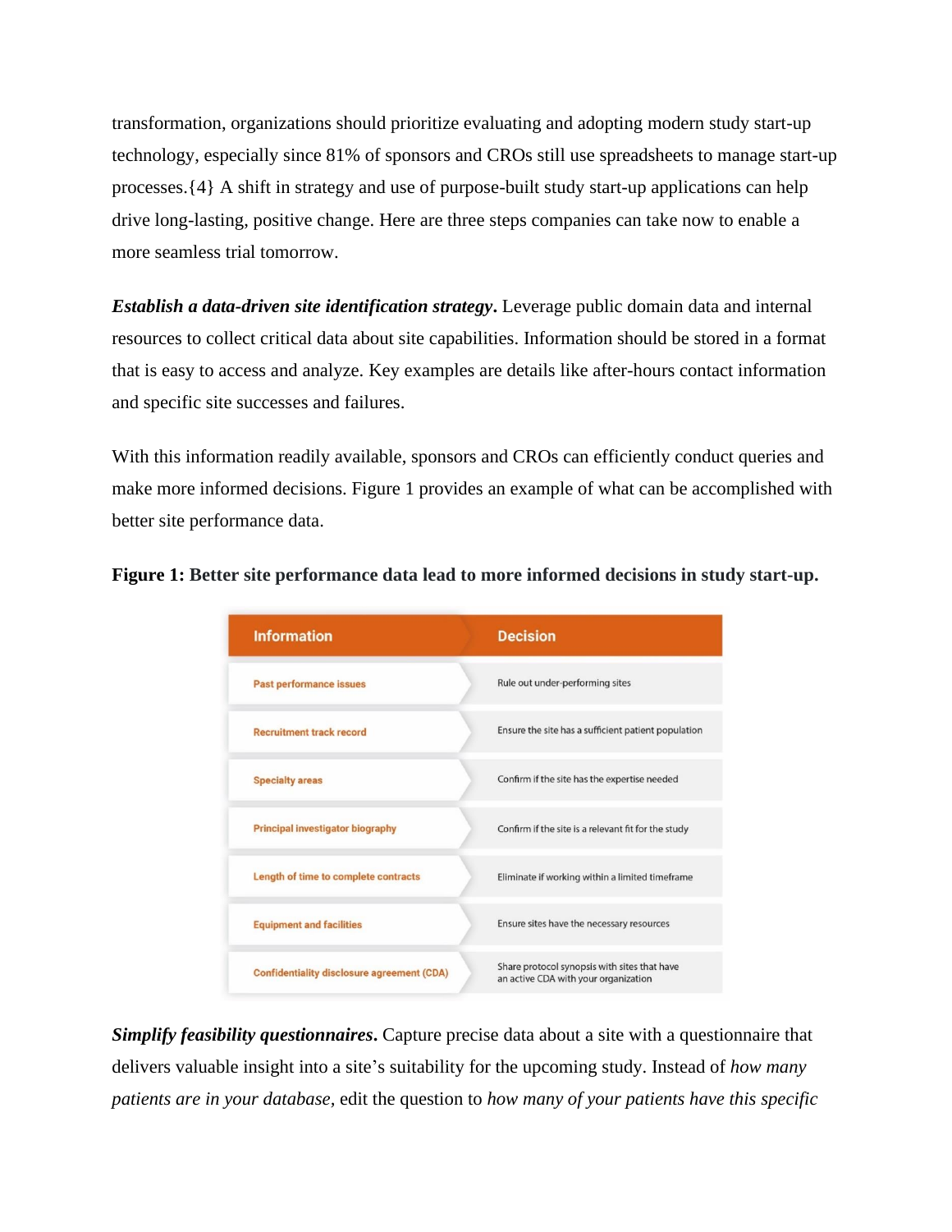transformation, organizations should prioritize evaluating and adopting modern study start-up technology, especially since 81% of sponsors and CROs still use spreadsheets to manage start-up processes.{4} A shift in strategy and use of purpose-built study start-up applications can help drive long-lasting, positive change. Here are three steps companies can take now to enable a more seamless trial tomorrow.

***Establish a data-driven site identification strategy*.** Leverage public domain data and internal resources to collect critical data about site capabilities. Information should be stored in a format that is easy to access and analyze. Key examples are details like after-hours contact information and specific site successes and failures.

With this information readily available, sponsors and CROs can efficiently conduct queries and make more informed decisions. Figure 1 provides an example of what can be accomplished with better site performance data.

**Figure 1: Better site performance data lead to more informed decisions in study start-up.**

| Information | Decision |
| --- | --- |
| Past performance issues | Rule out under-performing sites |
| Recruitment track record | Ensure the site has a sufficient patient population |
| Specialty areas | Confirm if the site has the expertise needed |
| Principal investigator biography | Confirm if the site is a relevant fit for the study |
| Length of time to complete contracts | Eliminate if working within a limited timeframe |
| Equipment and facilities | Ensure sites have the necessary resources |
| Confidentiality disclosure agreement (CDA) | Share protocol synopsis with sites that have an active CDA with your organization |

***Simplify feasibility questionnaires*.** Capture precise data about a site with a questionnaire that delivers valuable insight into a site's suitability for the upcoming study. Instead of *how many patients are in your database,* edit the question to *how many of your patients have this specific*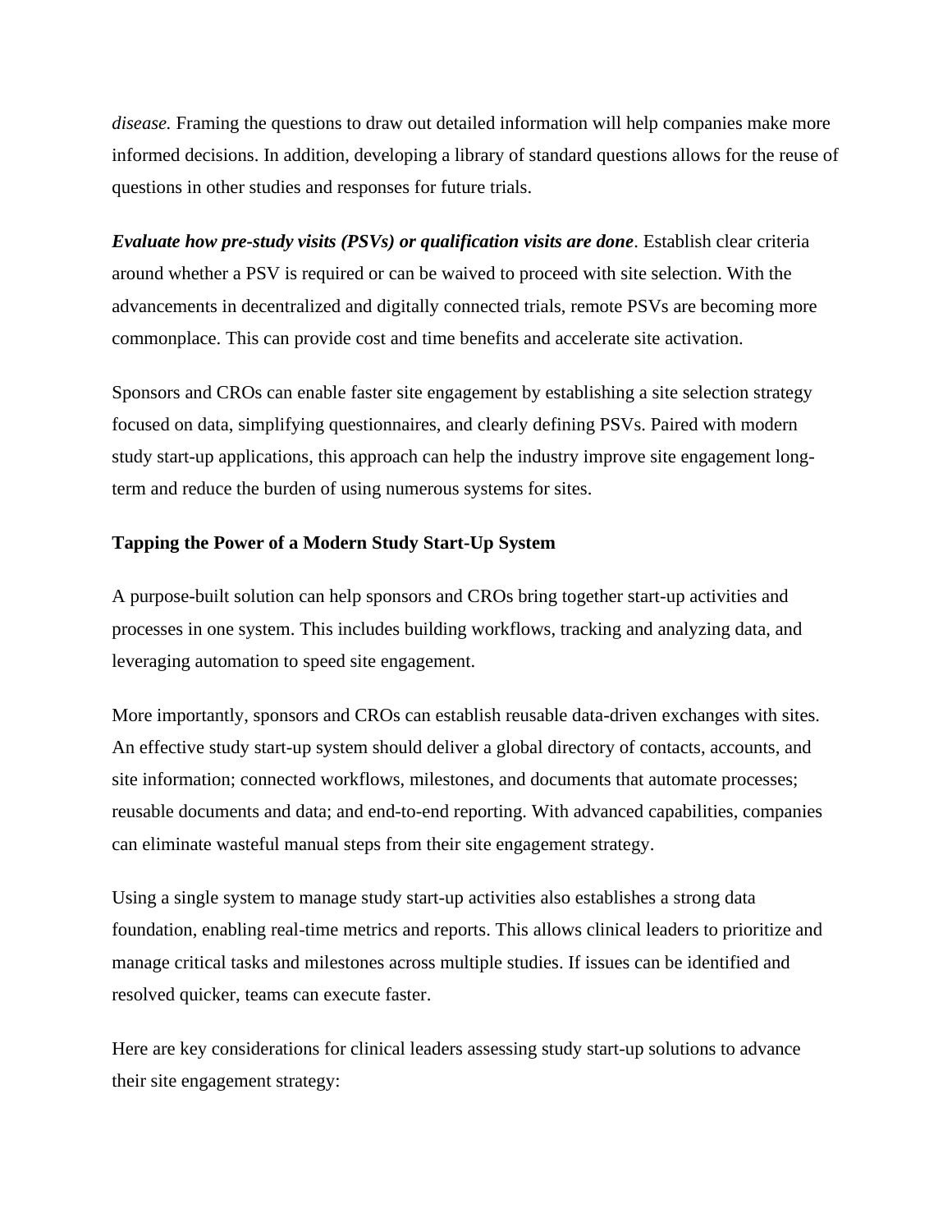*disease.* Framing the questions to draw out detailed information will help companies make more informed decisions. In addition, developing a library of standard questions allows for the reuse of questions in other studies and responses for future trials.

***Evaluate how pre-study visits (PSVs) or qualification visits are done***. Establish clear criteria around whether a PSV is required or can be waived to proceed with site selection. With the advancements in decentralized and digitally connected trials, remote PSVs are becoming more commonplace. This can provide cost and time benefits and accelerate site activation.

Sponsors and CROs can enable faster site engagement by establishing a site selection strategy focused on data, simplifying questionnaires, and clearly defining PSVs. Paired with modern study start-up applications, this approach can help the industry improve site engagement long-term and reduce the burden of using numerous systems for sites.

**Tapping the Power of a Modern Study Start-Up System**

A purpose-built solution can help sponsors and CROs bring together start-up activities and processes in one system. This includes building workflows, tracking and analyzing data, and leveraging automation to speed site engagement.

More importantly, sponsors and CROs can establish reusable data-driven exchanges with sites. An effective study start-up system should deliver a global directory of contacts, accounts, and site information; connected workflows, milestones, and documents that automate processes; reusable documents and data; and end-to-end reporting. With advanced capabilities, companies can eliminate wasteful manual steps from their site engagement strategy.

Using a single system to manage study start-up activities also establishes a strong data foundation, enabling real-time metrics and reports. This allows clinical leaders to prioritize and manage critical tasks and milestones across multiple studies. If issues can be identified and resolved quicker, teams can execute faster.

Here are key considerations for clinical leaders assessing study start-up solutions to advance their site engagement strategy: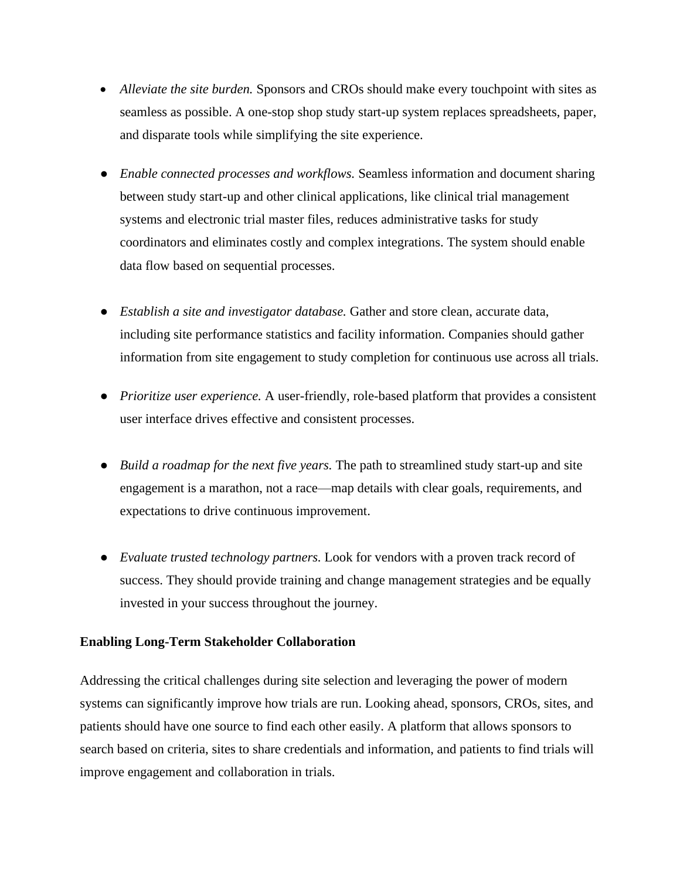- *Alleviate the site burden.* Sponsors and CROs should make every touchpoint with sites as seamless as possible. A one-stop shop study start-up system replaces spreadsheets, paper, and disparate tools while simplifying the site experience.

- *Enable connected processes and workflows.* Seamless information and document sharing between study start-up and other clinical applications, like clinical trial management systems and electronic trial master files, reduces administrative tasks for study coordinators and eliminates costly and complex integrations. The system should enable data flow based on sequential processes.

- *Establish a site and investigator database.* Gather and store clean, accurate data, including site performance statistics and facility information. Companies should gather information from site engagement to study completion for continuous use across all trials.

- *Prioritize user experience.* A user-friendly, role-based platform that provides a consistent user interface drives effective and consistent processes.

- *Build a roadmap for the next five years.* The path to streamlined study start-up and site engagement is a marathon, not a race—map details with clear goals, requirements, and expectations to drive continuous improvement.

- *Evaluate trusted technology partners.* Look for vendors with a proven track record of success. They should provide training and change management strategies and be equally invested in your success throughout the journey.

**Enabling Long-Term Stakeholder Collaboration**

Addressing the critical challenges during site selection and leveraging the power of modern systems can significantly improve how trials are run. Looking ahead, sponsors, CROs, sites, and patients should have one source to find each other easily. A platform that allows sponsors to search based on criteria, sites to share credentials and information, and patients to find trials will improve engagement and collaboration in trials.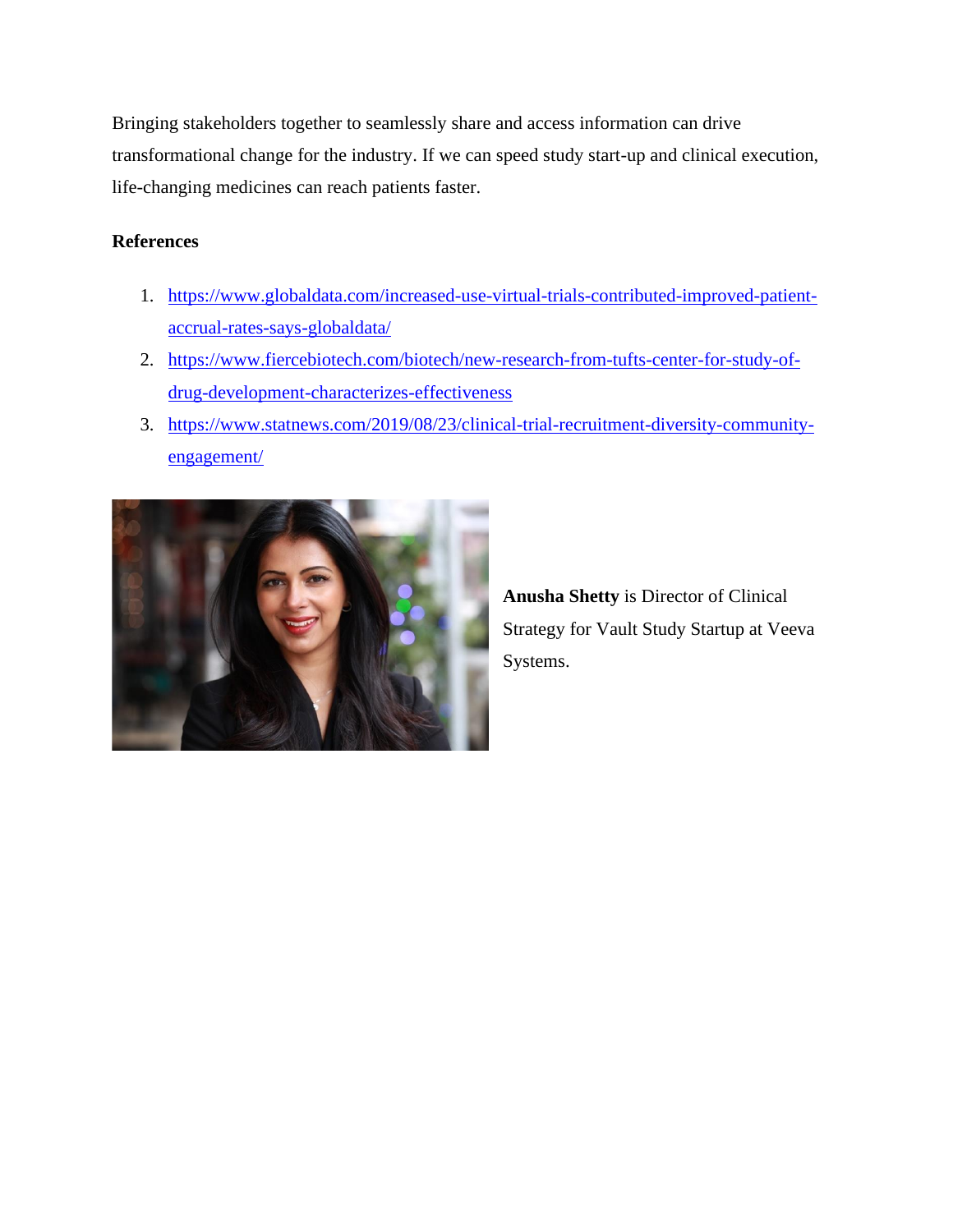Bringing stakeholders together to seamlessly share and access information can drive transformational change for the industry. If we can speed study start-up and clinical execution, life-changing medicines can reach patients faster.

**References**

1. https://www.globaldata.com/increased-use-virtual-trials-contributed-improved-patient-accrual-rates-says-globaldata/
2. https://www.fiercebiotech.com/biotech/new-research-from-tufts-center-for-study-of-drug-development-characterizes-effectiveness
3. https://www.statnews.com/2019/08/23/clinical-trial-recruitment-diversity-community-engagement/

**Anusha Shetty** is Director of Clinical Strategy for Vault Study Startup at Veeva Systems.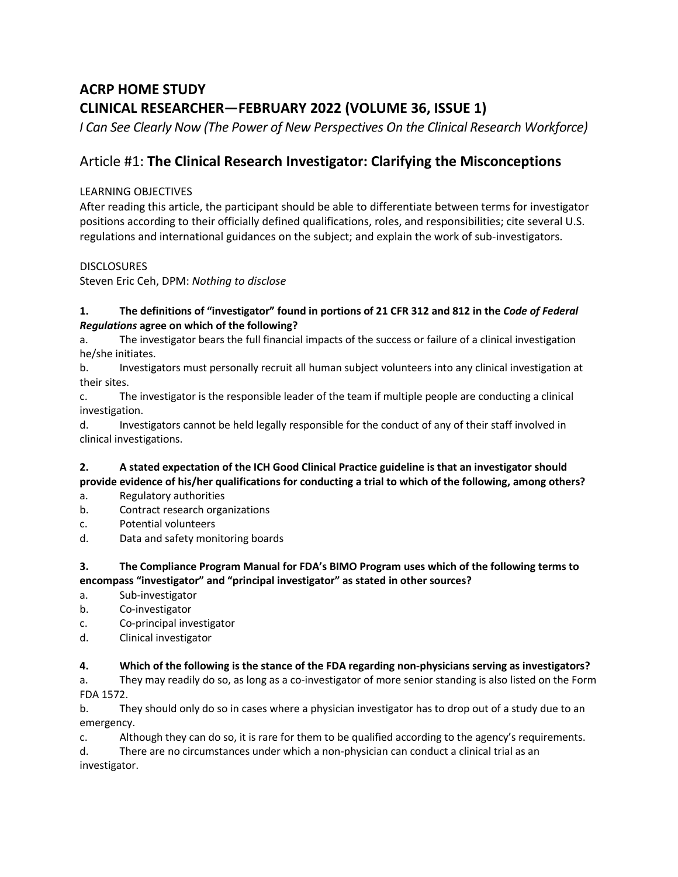# ACRP HOME STUDY

# CLINICAL RESEARCHER—FEBRUARY 2022 (VOLUME 36, ISSUE 1)

*I Can See Clearly Now (The Power of New Perspectives On the Clinical Research Workforce)*

## Article #1: **The Clinical Research Investigator: Clarifying the Misconceptions**

LEARNING OBJECTIVES

After reading this article, the participant should be able to differentiate between terms for investigator positions according to their officially defined qualifications, roles, and responsibilities; cite several U.S. regulations and international guidances on the subject; and explain the work of sub-investigators.

DISCLOSURES

Steven Eric Ceh, DPM: *Nothing to disclose*

**1. The definitions of "investigator" found in portions of 21 CFR 312 and 812 in the *Code of Federal Regulations* agree on which of the following?**

a. The investigator bears the full financial impacts of the success or failure of a clinical investigation he/she initiates.

b. Investigators must personally recruit all human subject volunteers into any clinical investigation at their sites.

c. The investigator is the responsible leader of the team if multiple people are conducting a clinical investigation.

d. Investigators cannot be held legally responsible for the conduct of any of their staff involved in clinical investigations.

**2. A stated expectation of the ICH Good Clinical Practice guideline is that an investigator should provide evidence of his/her qualifications for conducting a trial to which of the following, among others?**

a. Regulatory authorities

b. Contract research organizations

c. Potential volunteers

d. Data and safety monitoring boards

**3. The Compliance Program Manual for FDA's BIMO Program uses which of the following terms to encompass "investigator" and "principal investigator" as stated in other sources?**

a. Sub-investigator

b. Co-investigator

c. Co-principal investigator

d. Clinical investigator

**4. Which of the following is the stance of the FDA regarding non-physicians serving as investigators?**

a. They may readily do so, as long as a co-investigator of more senior standing is also listed on the Form FDA 1572.

b. They should only do so in cases where a physician investigator has to drop out of a study due to an emergency.

c. Although they can do so, it is rare for them to be qualified according to the agency's requirements.

d. There are no circumstances under which a non-physician can conduct a clinical trial as an investigator.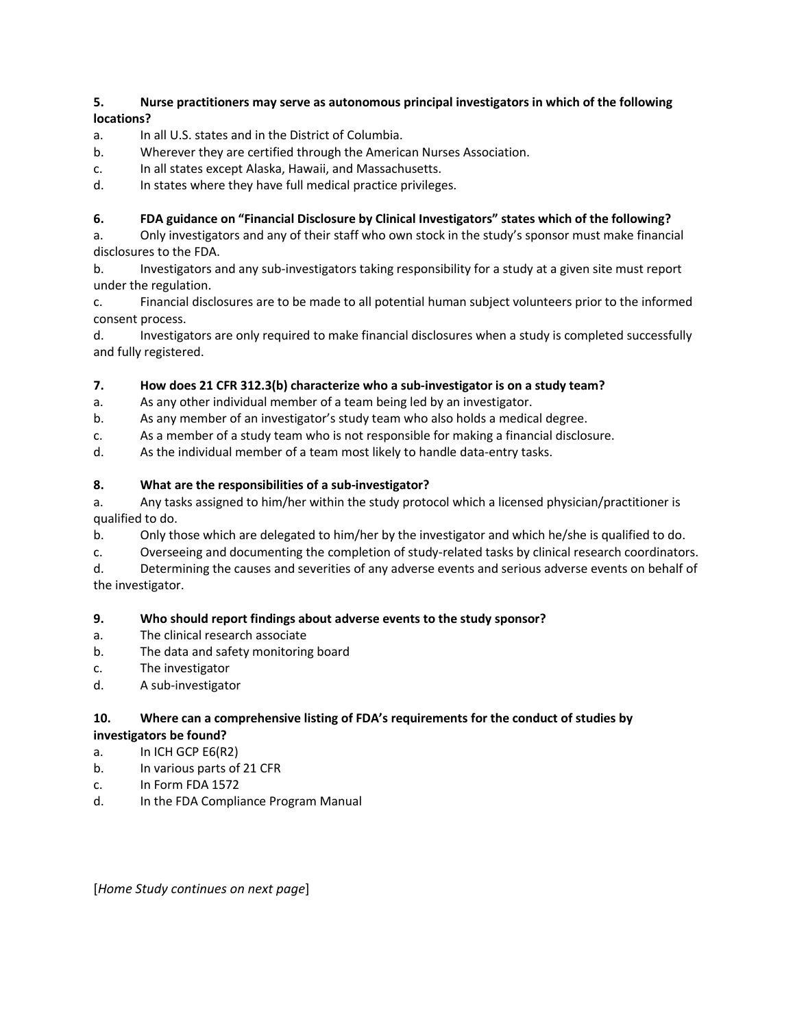**5. Nurse practitioners may serve as autonomous principal investigators in which of the following locations?**

a. In all U.S. states and in the District of Columbia.

b. Wherever they are certified through the American Nurses Association.

c. In all states except Alaska, Hawaii, and Massachusetts.

d. In states where they have full medical practice privileges.

**6. FDA guidance on "Financial Disclosure by Clinical Investigators" states which of the following?**

a. Only investigators and any of their staff who own stock in the study's sponsor must make financial disclosures to the FDA.

b. Investigators and any sub-investigators taking responsibility for a study at a given site must report under the regulation.

c. Financial disclosures are to be made to all potential human subject volunteers prior to the informed consent process.

d. Investigators are only required to make financial disclosures when a study is completed successfully and fully registered.

**7. How does 21 CFR 312.3(b) characterize who a sub-investigator is on a study team?**

a. As any other individual member of a team being led by an investigator.

b. As any member of an investigator's study team who also holds a medical degree.

c. As a member of a study team who is not responsible for making a financial disclosure.

d. As the individual member of a team most likely to handle data-entry tasks.

**8. What are the responsibilities of a sub-investigator?**

a. Any tasks assigned to him/her within the study protocol which a licensed physician/practitioner is qualified to do.

b. Only those which are delegated to him/her by the investigator and which he/she is qualified to do.

c. Overseeing and documenting the completion of study-related tasks by clinical research coordinators.

d. Determining the causes and severities of any adverse events and serious adverse events on behalf of the investigator.

**9. Who should report findings about adverse events to the study sponsor?**

a. The clinical research associate

b. The data and safety monitoring board

c. The investigator

d. A sub-investigator

**10. Where can a comprehensive listing of FDA's requirements for the conduct of studies by investigators be found?**

a. In ICH GCP E6(R2)

b. In various parts of 21 CFR

c. In Form FDA 1572

d. In the FDA Compliance Program Manual

[*Home Study continues on next page*]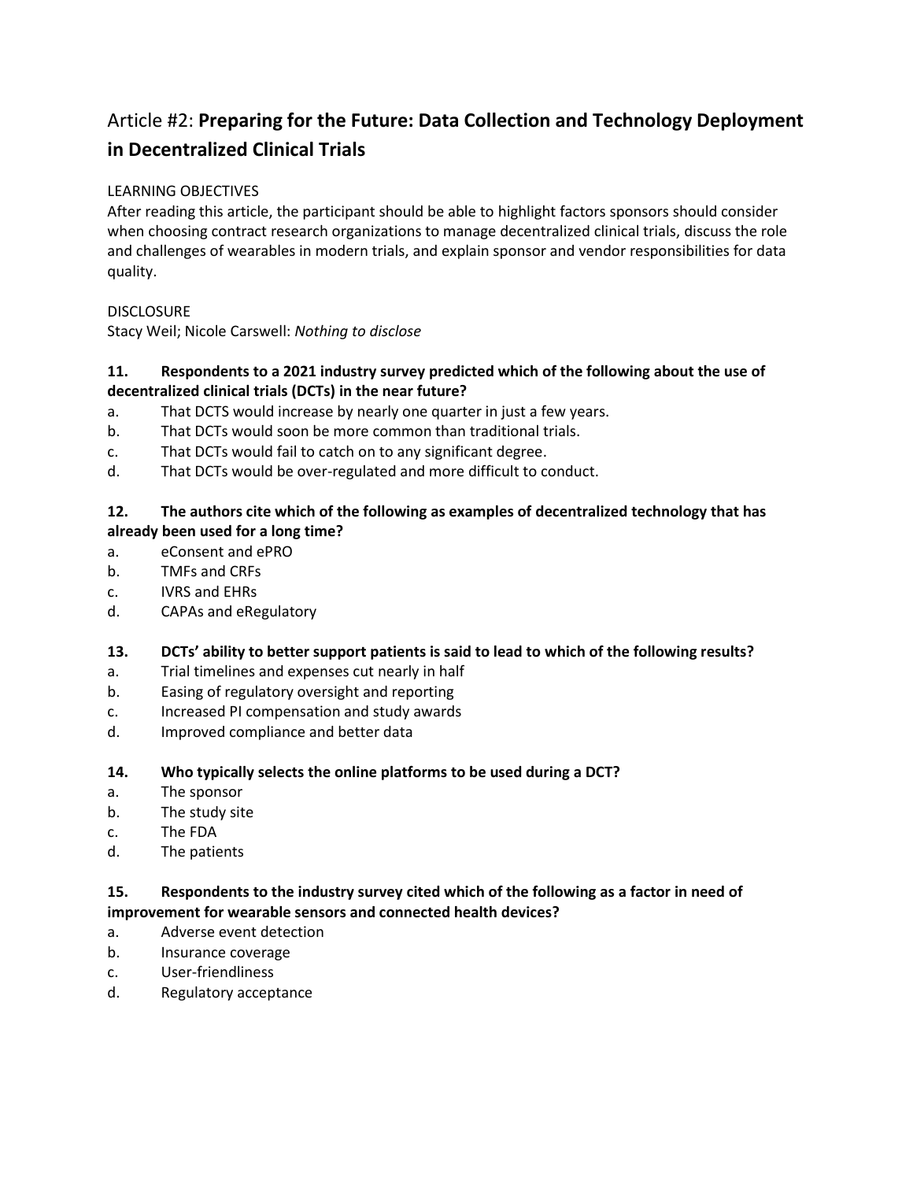# Article #2: **Preparing for the Future: Data Collection and Technology Deployment in Decentralized Clinical Trials**

LEARNING OBJECTIVES

After reading this article, the participant should be able to highlight factors sponsors should consider when choosing contract research organizations to manage decentralized clinical trials, discuss the role and challenges of wearables in modern trials, and explain sponsor and vendor responsibilities for data quality.

DISCLOSURE

Stacy Weil; Nicole Carswell: *Nothing to disclose*

**11. Respondents to a 2021 industry survey predicted which of the following about the use of decentralized clinical trials (DCTs) in the near future?**

a. That DCTS would increase by nearly one quarter in just a few years.
b. That DCTs would soon be more common than traditional trials.
c. That DCTs would fail to catch on to any significant degree.
d. That DCTs would be over-regulated and more difficult to conduct.

**12. The authors cite which of the following as examples of decentralized technology that has already been used for a long time?**

a. eConsent and ePRO
b. TMFs and CRFs
c. IVRS and EHRs
d. CAPAs and eRegulatory

**13. DCTs' ability to better support patients is said to lead to which of the following results?**

a. Trial timelines and expenses cut nearly in half
b. Easing of regulatory oversight and reporting
c. Increased PI compensation and study awards
d. Improved compliance and better data

**14. Who typically selects the online platforms to be used during a DCT?**

a. The sponsor
b. The study site
c. The FDA
d. The patients

**15. Respondents to the industry survey cited which of the following as a factor in need of improvement for wearable sensors and connected health devices?**

a. Adverse event detection
b. Insurance coverage
c. User-friendliness
d. Regulatory acceptance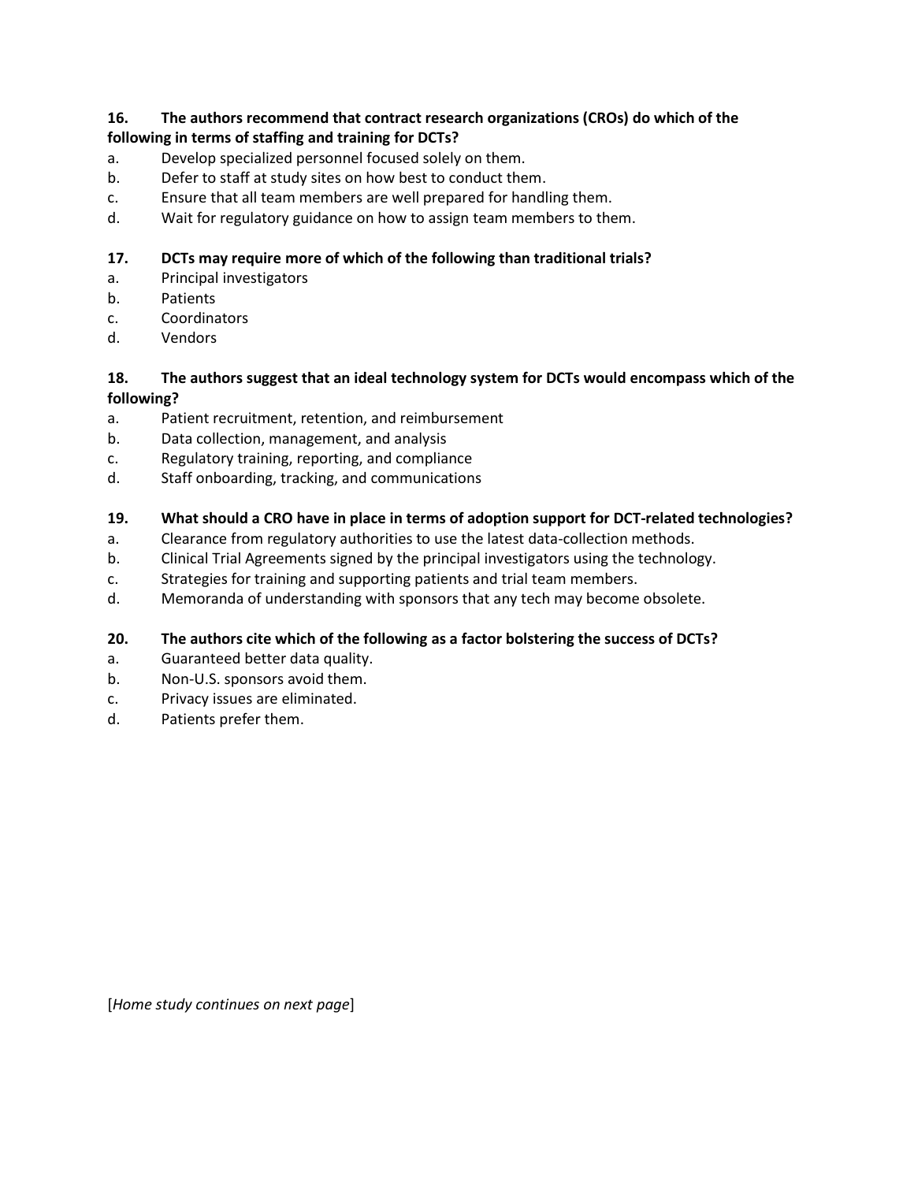**16. The authors recommend that contract research organizations (CROs) do which of the following in terms of staffing and training for DCTs?**

a. Develop specialized personnel focused solely on them.
b. Defer to staff at study sites on how best to conduct them.
c. Ensure that all team members are well prepared for handling them.
d. Wait for regulatory guidance on how to assign team members to them.

**17. DCTs may require more of which of the following than traditional trials?**

a. Principal investigators
b. Patients
c. Coordinators
d. Vendors

**18. The authors suggest that an ideal technology system for DCTs would encompass which of the following?**

a. Patient recruitment, retention, and reimbursement
b. Data collection, management, and analysis
c. Regulatory training, reporting, and compliance
d. Staff onboarding, tracking, and communications

**19. What should a CRO have in place in terms of adoption support for DCT-related technologies?**

a. Clearance from regulatory authorities to use the latest data-collection methods.
b. Clinical Trial Agreements signed by the principal investigators using the technology.
c. Strategies for training and supporting patients and trial team members.
d. Memoranda of understanding with sponsors that any tech may become obsolete.

**20. The authors cite which of the following as a factor bolstering the success of DCTs?**

a. Guaranteed better data quality.
b. Non-U.S. sponsors avoid them.
c. Privacy issues are eliminated.
d. Patients prefer them.

[*Home study continues on next page*]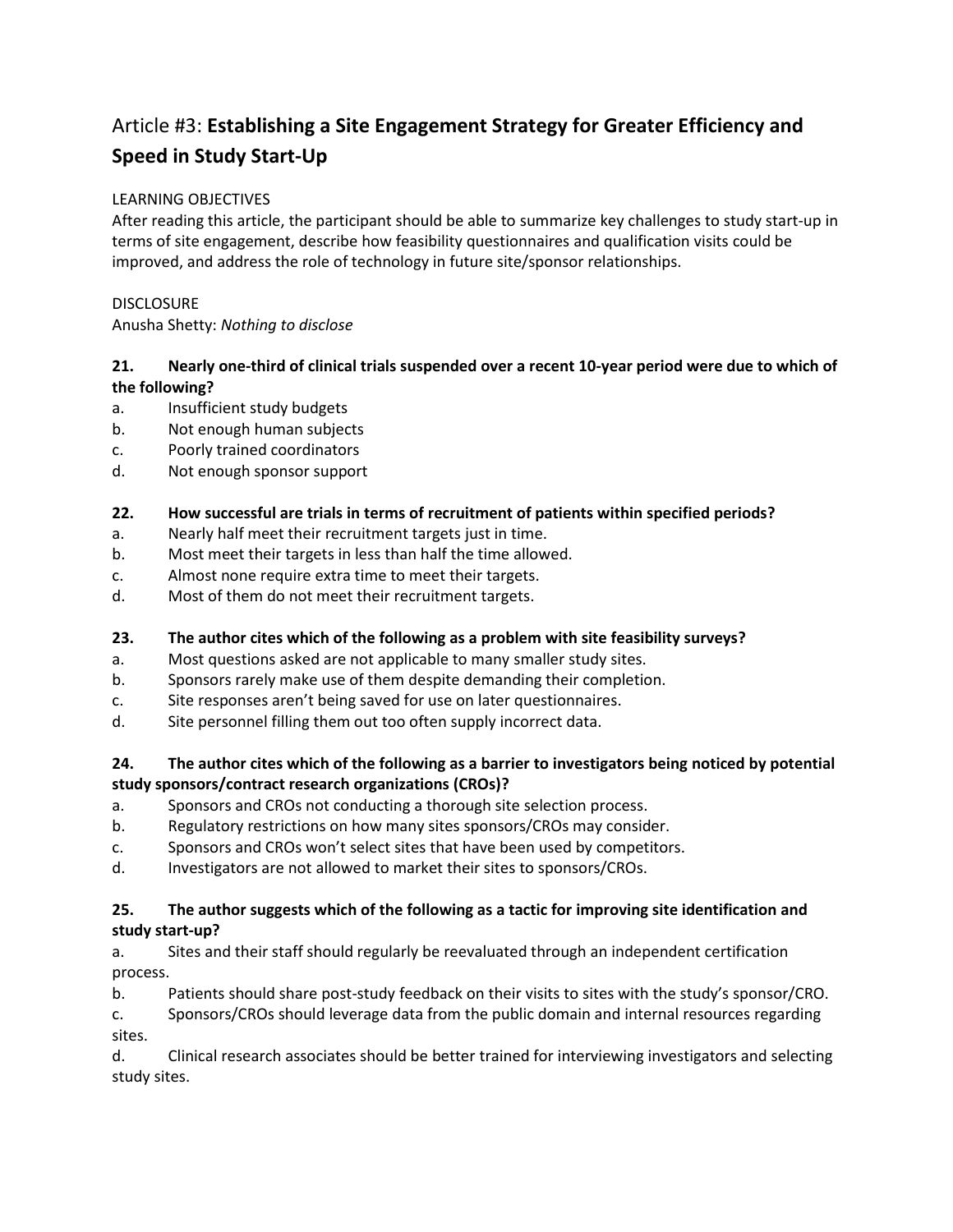# Article #3: **Establishing a Site Engagement Strategy for Greater Efficiency and Speed in Study Start-Up**

LEARNING OBJECTIVES

After reading this article, the participant should be able to summarize key challenges to study start-up in terms of site engagement, describe how feasibility questionnaires and qualification visits could be improved, and address the role of technology in future site/sponsor relationships.

DISCLOSURE

Anusha Shetty: *Nothing to disclose*

**21. Nearly one-third of clinical trials suspended over a recent 10-year period were due to which of the following?**

a. Insufficient study budgets
b. Not enough human subjects
c. Poorly trained coordinators
d. Not enough sponsor support

**22. How successful are trials in terms of recruitment of patients within specified periods?**

a. Nearly half meet their recruitment targets just in time.
b. Most meet their targets in less than half the time allowed.
c. Almost none require extra time to meet their targets.
d. Most of them do not meet their recruitment targets.

**23. The author cites which of the following as a problem with site feasibility surveys?**

a. Most questions asked are not applicable to many smaller study sites.
b. Sponsors rarely make use of them despite demanding their completion.
c. Site responses aren't being saved for use on later questionnaires.
d. Site personnel filling them out too often supply incorrect data.

**24. The author cites which of the following as a barrier to investigators being noticed by potential study sponsors/contract research organizations (CROs)?**

a. Sponsors and CROs not conducting a thorough site selection process.
b. Regulatory restrictions on how many sites sponsors/CROs may consider.
c. Sponsors and CROs won't select sites that have been used by competitors.
d. Investigators are not allowed to market their sites to sponsors/CROs.

**25. The author suggests which of the following as a tactic for improving site identification and study start-up?**

a. Sites and their staff should regularly be reevaluated through an independent certification process.
b. Patients should share post-study feedback on their visits to sites with the study's sponsor/CRO.
c. Sponsors/CROs should leverage data from the public domain and internal resources regarding sites.
d. Clinical research associates should be better trained for interviewing investigators and selecting study sites.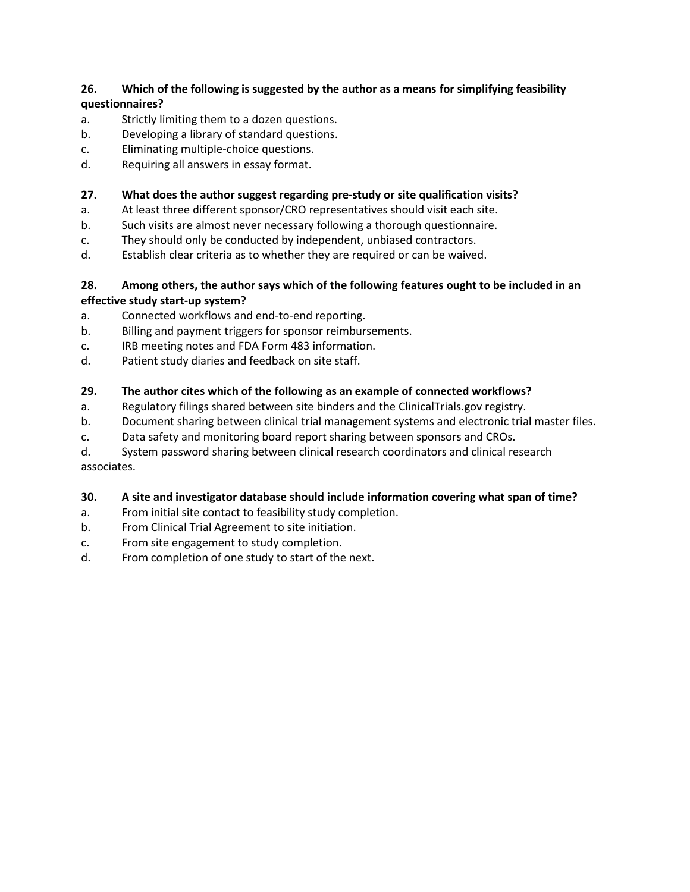**26. Which of the following is suggested by the author as a means for simplifying feasibility questionnaires?**

a. Strictly limiting them to a dozen questions.
b. Developing a library of standard questions.
c. Eliminating multiple-choice questions.
d. Requiring all answers in essay format.

**27. What does the author suggest regarding pre-study or site qualification visits?**

a. At least three different sponsor/CRO representatives should visit each site.
b. Such visits are almost never necessary following a thorough questionnaire.
c. They should only be conducted by independent, unbiased contractors.
d. Establish clear criteria as to whether they are required or can be waived.

**28. Among others, the author says which of the following features ought to be included in an effective study start-up system?**

a. Connected workflows and end-to-end reporting.
b. Billing and payment triggers for sponsor reimbursements.
c. IRB meeting notes and FDA Form 483 information.
d. Patient study diaries and feedback on site staff.

**29. The author cites which of the following as an example of connected workflows?**

a. Regulatory filings shared between site binders and the ClinicalTrials.gov registry.
b. Document sharing between clinical trial management systems and electronic trial master files.
c. Data safety and monitoring board report sharing between sponsors and CROs.
d. System password sharing between clinical research coordinators and clinical research associates.

**30. A site and investigator database should include information covering what span of time?**

a. From initial site contact to feasibility study completion.
b. From Clinical Trial Agreement to site initiation.
c. From site engagement to study completion.
d. From completion of one study to start of the next.